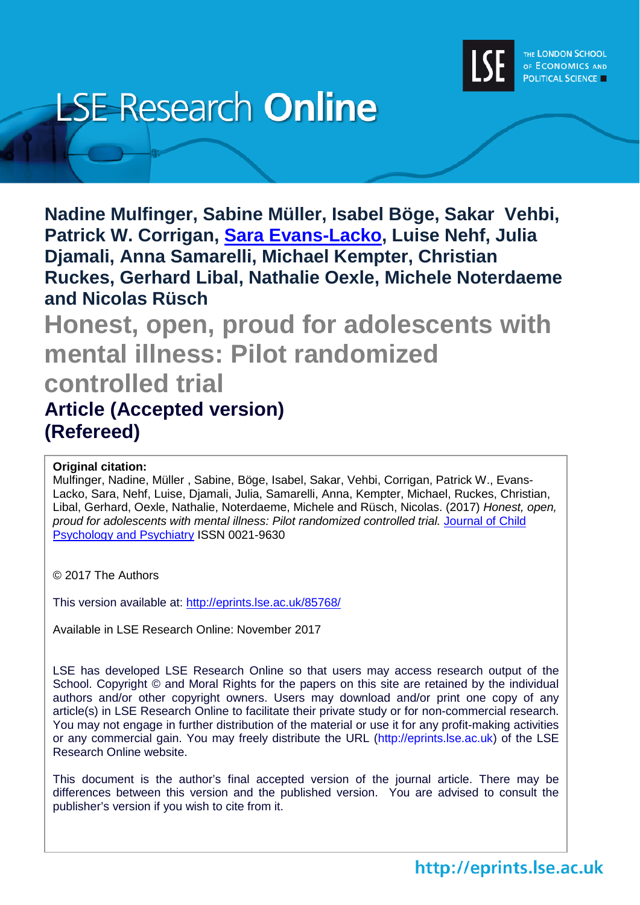LSE Research **Online**

THE LONDON SCHOOL OF ECONOMICS AND POLITICAL SCIENCE

**Nadine Mulfinger, Sabine Müller, Isabel Böge, Sakar Vehbi, Patrick W. Corrigan, Sara Evans-Lacko, Luise Nehf, Julia Djamali, Anna Samarelli, Michael Kempter, Christian Ruckes, Gerhard Libal, Nathalie Oexle, Michele Noterdaeme and Nicolas Rüsch**

# Honest, open, proud for adolescents with mental illness: Pilot randomized controlled trial

## Article (Accepted version) (Refereed)

**Original citation:**
Mulfinger, Nadine, Müller , Sabine, Böge, Isabel, Sakar, Vehbi, Corrigan, Patrick W., Evans-Lacko, Sara, Nehf, Luise, Djamali, Julia, Samarelli, Anna, Kempter, Michael, Ruckes, Christian, Libal, Gerhard, Oexle, Nathalie, Noterdaeme, Michele and Rüsch, Nicolas. (2017) *Honest, open, proud for adolescents with mental illness: Pilot randomized controlled trial.* Journal of Child Psychology and Psychiatry ISSN 0021-9630

© 2017 The Authors

This version available at: http://eprints.lse.ac.uk/85768/

Available in LSE Research Online: November 2017

LSE has developed LSE Research Online so that users may access research output of the School. Copyright © and Moral Rights for the papers on this site are retained by the individual authors and/or other copyright owners. Users may download and/or print one copy of any article(s) in LSE Research Online to facilitate their private study or for non-commercial research. You may not engage in further distribution of the material or use it for any profit-making activities or any commercial gain. You may freely distribute the URL (http://eprints.lse.ac.uk) of the LSE Research Online website.

This document is the author's final accepted version of the journal article. There may be differences between this version and the published version. You are advised to consult the publisher's version if you wish to cite from it.

http://eprints.lse.ac.uk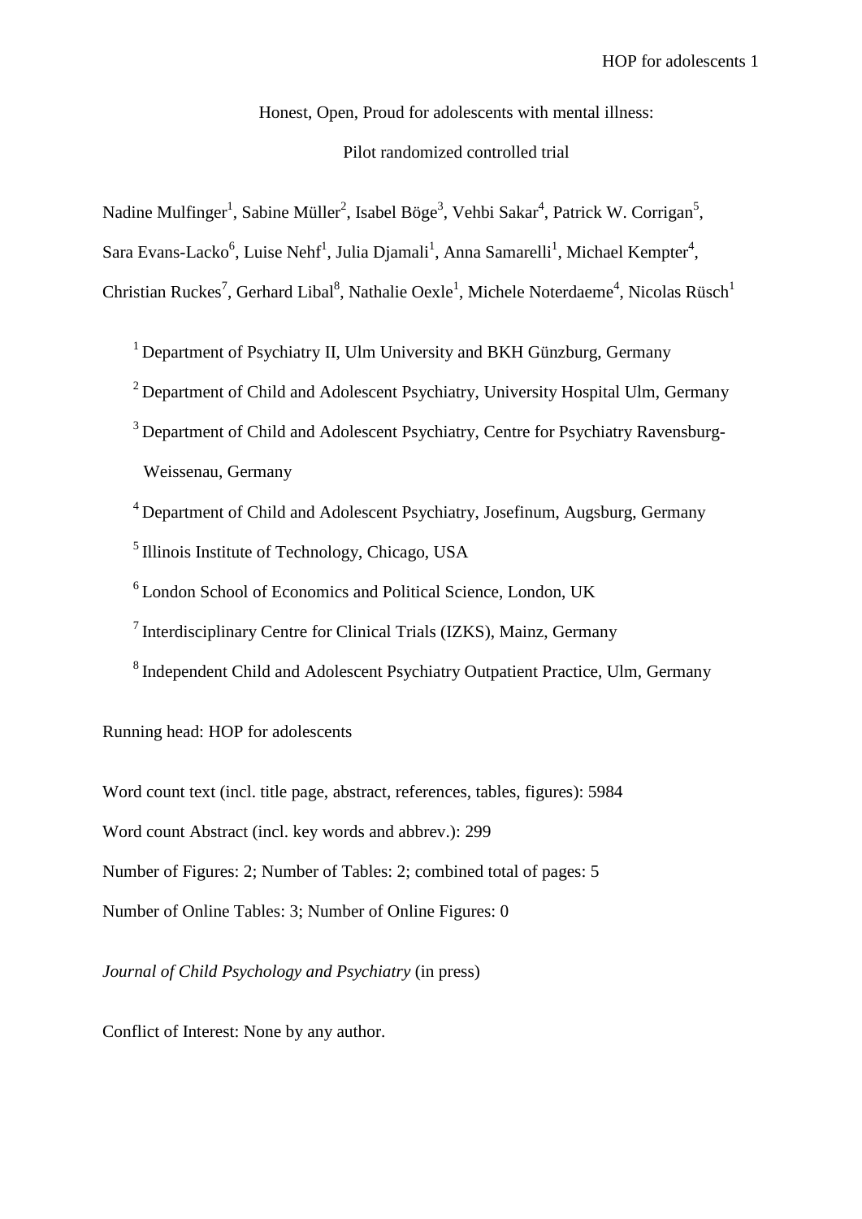Honest, Open, Proud for adolescents with mental illness:

Pilot randomized controlled trial

Nadine Mulfinger[1], Sabine Müller[2], Isabel Böge[3], Vehbi Sakar[4], Patrick W. Corrigan[5], Sara Evans-Lacko[6], Luise Nehf[1], Julia Djamali[1], Anna Samarelli[1], Michael Kempter[4], Christian Ruckes[7], Gerhard Libal[8], Nathalie Oexle[1], Michele Noterdaeme[4], Nicolas Rüsch[1]

[1] Department of Psychiatry II, Ulm University and BKH Günzburg, Germany

[2] Department of Child and Adolescent Psychiatry, University Hospital Ulm, Germany

[3] Department of Child and Adolescent Psychiatry, Centre for Psychiatry Ravensburg-Weissenau, Germany

[4] Department of Child and Adolescent Psychiatry, Josefinum, Augsburg, Germany

[5] Illinois Institute of Technology, Chicago, USA

[6] London School of Economics and Political Science, London, UK

[7] Interdisciplinary Centre for Clinical Trials (IZKS), Mainz, Germany

[8] Independent Child and Adolescent Psychiatry Outpatient Practice, Ulm, Germany

Running head: HOP for adolescents

Word count text (incl. title page, abstract, references, tables, figures): 5984

Word count Abstract (incl. key words and abbrev.): 299

Number of Figures: 2; Number of Tables: 2; combined total of pages: 5

Number of Online Tables: 3; Number of Online Figures: 0

*Journal of Child Psychology and Psychiatry* (in press)

Conflict of Interest: None by any author.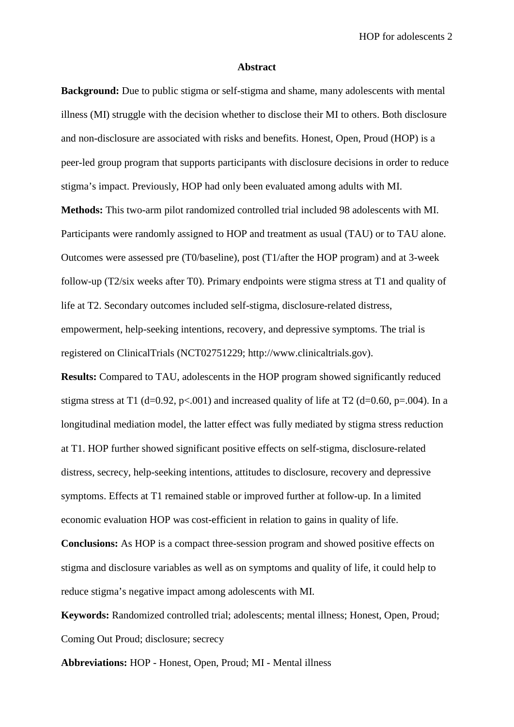## Abstract

**Background:** Due to public stigma or self-stigma and shame, many adolescents with mental illness (MI) struggle with the decision whether to disclose their MI to others. Both disclosure and non-disclosure are associated with risks and benefits. Honest, Open, Proud (HOP) is a peer-led group program that supports participants with disclosure decisions in order to reduce stigma's impact. Previously, HOP had only been evaluated among adults with MI.

**Methods:** This two-arm pilot randomized controlled trial included 98 adolescents with MI. Participants were randomly assigned to HOP and treatment as usual (TAU) or to TAU alone. Outcomes were assessed pre (T0/baseline), post (T1/after the HOP program) and at 3-week follow-up (T2/six weeks after T0). Primary endpoints were stigma stress at T1 and quality of life at T2. Secondary outcomes included self-stigma, disclosure-related distress, empowerment, help-seeking intentions, recovery, and depressive symptoms. The trial is registered on ClinicalTrials (NCT02751229; http://www.clinicaltrials.gov).

**Results:** Compared to TAU, adolescents in the HOP program showed significantly reduced stigma stress at T1 ($d=0.92$, $p<.001$) and increased quality of life at T2 ($d=0.60$, $p=.004$). In a longitudinal mediation model, the latter effect was fully mediated by stigma stress reduction at T1. HOP further showed significant positive effects on self-stigma, disclosure-related distress, secrecy, help-seeking intentions, attitudes to disclosure, recovery and depressive symptoms. Effects at T1 remained stable or improved further at follow-up. In a limited economic evaluation HOP was cost-efficient in relation to gains in quality of life.

**Conclusions:** As HOP is a compact three-session program and showed positive effects on stigma and disclosure variables as well as on symptoms and quality of life, it could help to reduce stigma's negative impact among adolescents with MI.

**Keywords:** Randomized controlled trial; adolescents; mental illness; Honest, Open, Proud; Coming Out Proud; disclosure; secrecy

**Abbreviations:** HOP - Honest, Open, Proud; MI - Mental illness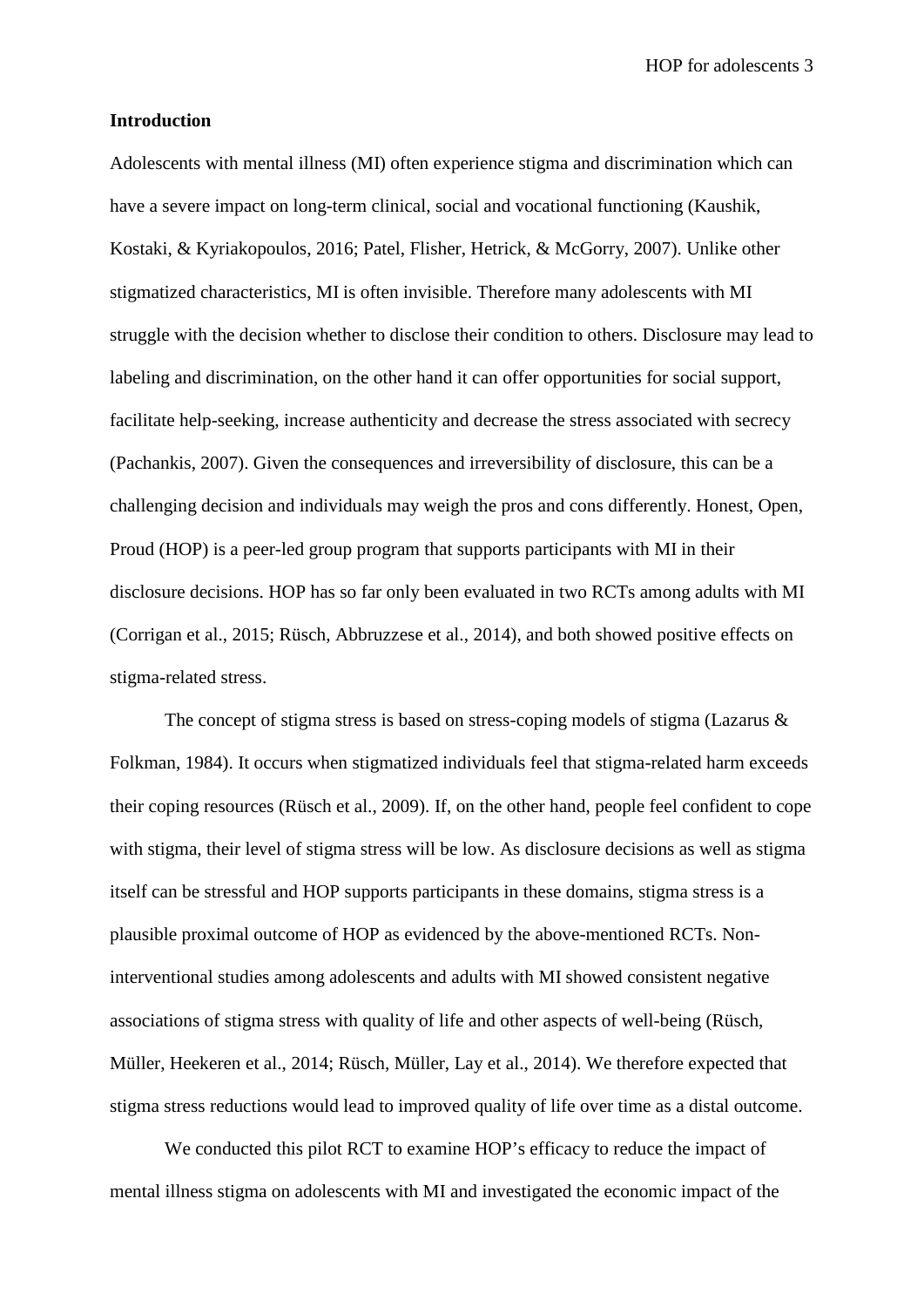## Introduction

Adolescents with mental illness (MI) often experience stigma and discrimination which can have a severe impact on long-term clinical, social and vocational functioning (Kaushik, Kostaki, & Kyriakopoulos, 2016; Patel, Flisher, Hetrick, & McGorry, 2007). Unlike other stigmatized characteristics, MI is often invisible. Therefore many adolescents with MI struggle with the decision whether to disclose their condition to others. Disclosure may lead to labeling and discrimination, on the other hand it can offer opportunities for social support, facilitate help-seeking, increase authenticity and decrease the stress associated with secrecy (Pachankis, 2007). Given the consequences and irreversibility of disclosure, this can be a challenging decision and individuals may weigh the pros and cons differently. Honest, Open, Proud (HOP) is a peer-led group program that supports participants with MI in their disclosure decisions. HOP has so far only been evaluated in two RCTs among adults with MI (Corrigan et al., 2015; Rüsch, Abbruzzese et al., 2014), and both showed positive effects on stigma-related stress.

The concept of stigma stress is based on stress-coping models of stigma (Lazarus & Folkman, 1984). It occurs when stigmatized individuals feel that stigma-related harm exceeds their coping resources (Rüsch et al., 2009). If, on the other hand, people feel confident to cope with stigma, their level of stigma stress will be low. As disclosure decisions as well as stigma itself can be stressful and HOP supports participants in these domains, stigma stress is a plausible proximal outcome of HOP as evidenced by the above-mentioned RCTs. Non-interventional studies among adolescents and adults with MI showed consistent negative associations of stigma stress with quality of life and other aspects of well-being (Rüsch, Müller, Heekeren et al., 2014; Rüsch, Müller, Lay et al., 2014). We therefore expected that stigma stress reductions would lead to improved quality of life over time as a distal outcome.

We conducted this pilot RCT to examine HOP's efficacy to reduce the impact of mental illness stigma on adolescents with MI and investigated the economic impact of the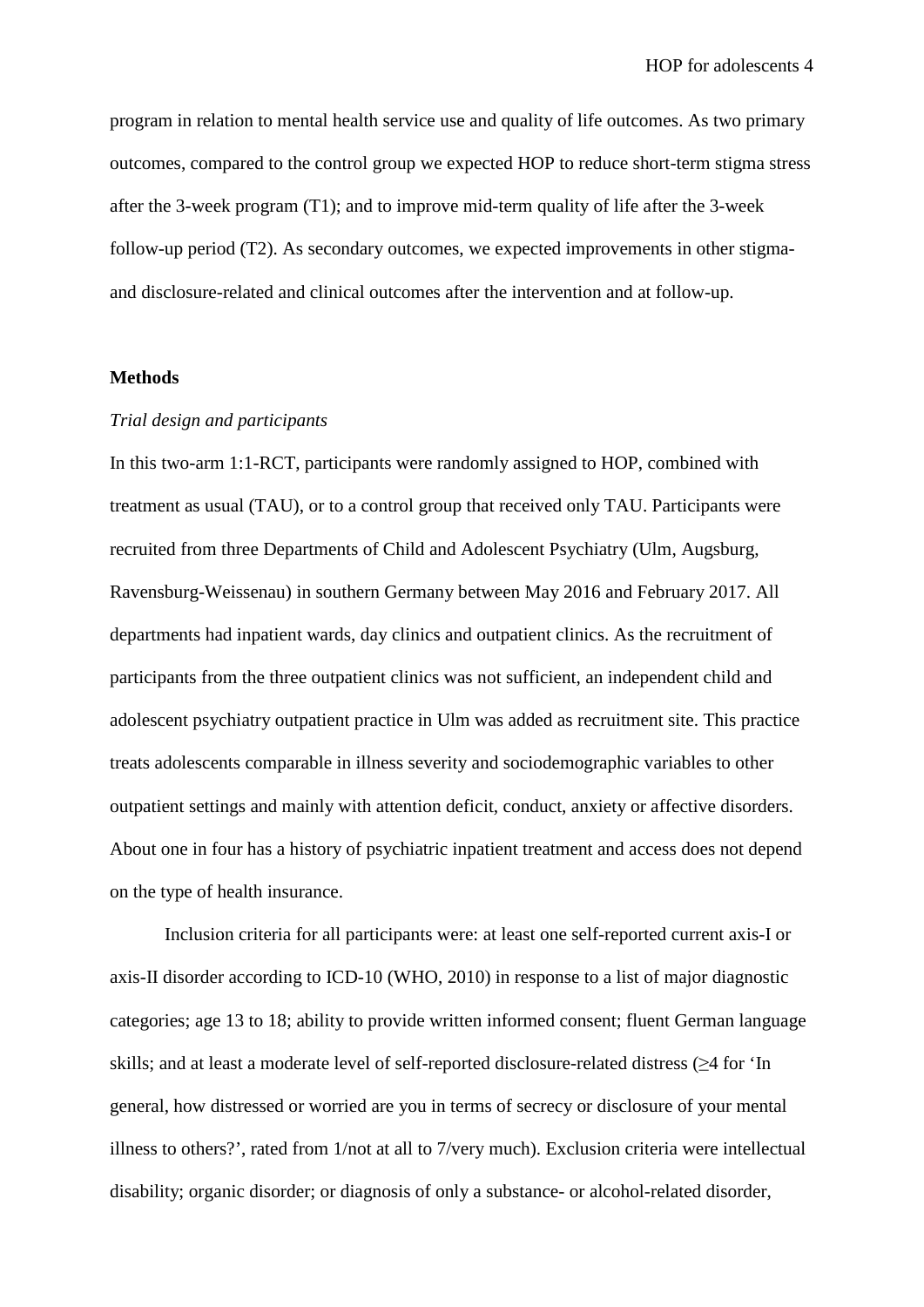program in relation to mental health service use and quality of life outcomes. As two primary outcomes, compared to the control group we expected HOP to reduce short-term stigma stress after the 3-week program (T1); and to improve mid-term quality of life after the 3-week follow-up period (T2). As secondary outcomes, we expected improvements in other stigma- and disclosure-related and clinical outcomes after the intervention and at follow-up.

## Methods

### *Trial design and participants*

In this two-arm 1:1-RCT, participants were randomly assigned to HOP, combined with treatment as usual (TAU), or to a control group that received only TAU. Participants were recruited from three Departments of Child and Adolescent Psychiatry (Ulm, Augsburg, Ravensburg-Weissenau) in southern Germany between May 2016 and February 2017. All departments had inpatient wards, day clinics and outpatient clinics. As the recruitment of participants from the three outpatient clinics was not sufficient, an independent child and adolescent psychiatry outpatient practice in Ulm was added as recruitment site. This practice treats adolescents comparable in illness severity and sociodemographic variables to other outpatient settings and mainly with attention deficit, conduct, anxiety or affective disorders. About one in four has a history of psychiatric inpatient treatment and access does not depend on the type of health insurance.

Inclusion criteria for all participants were: at least one self-reported current axis-I or axis-II disorder according to ICD-10 (WHO, 2010) in response to a list of major diagnostic categories; age 13 to 18; ability to provide written informed consent; fluent German language skills; and at least a moderate level of self-reported disclosure-related distress (≥4 for 'In general, how distressed or worried are you in terms of secrecy or disclosure of your mental illness to others?', rated from 1/not at all to 7/very much). Exclusion criteria were intellectual disability; organic disorder; or diagnosis of only a substance- or alcohol-related disorder,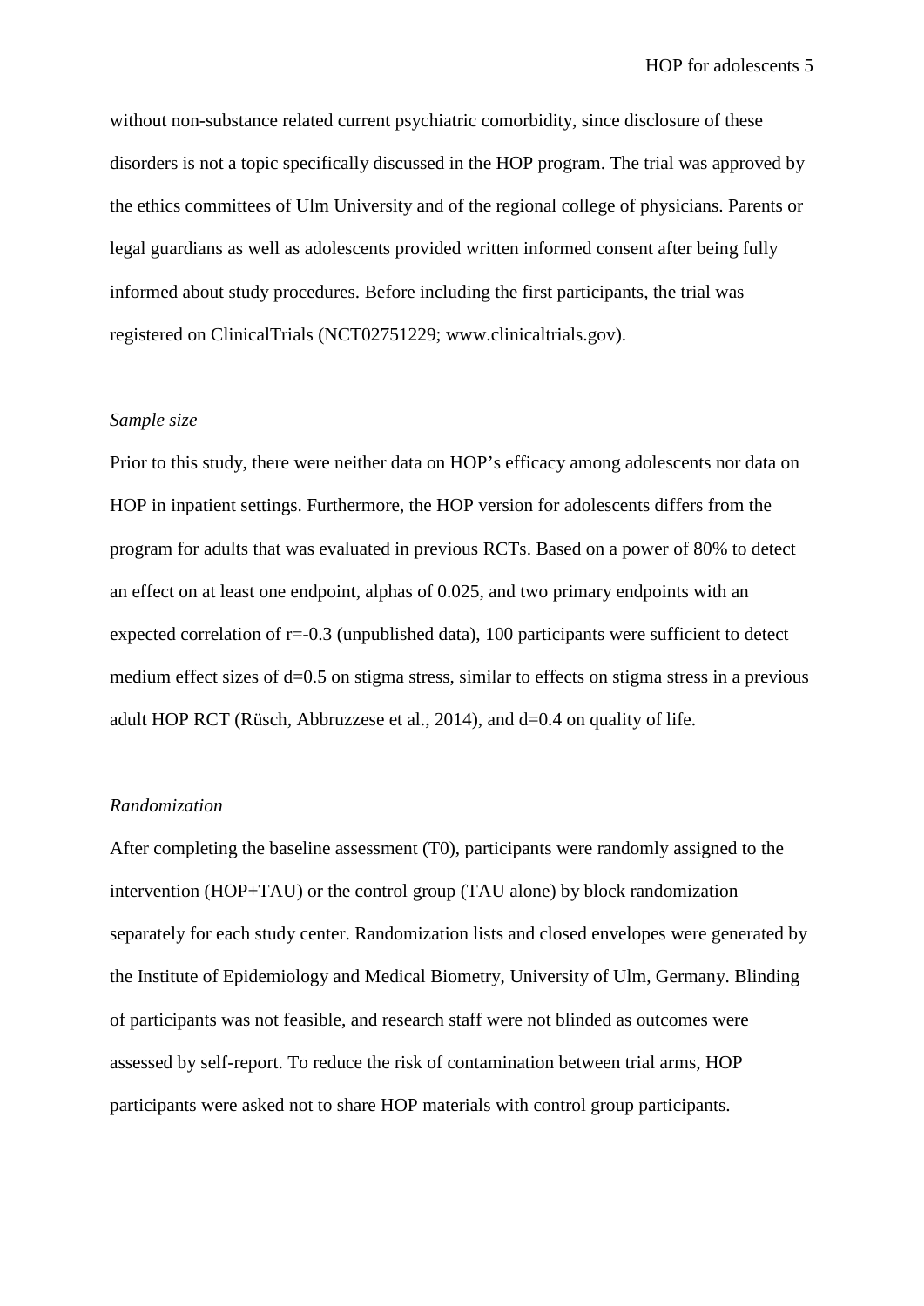without non-substance related current psychiatric comorbidity, since disclosure of these disorders is not a topic specifically discussed in the HOP program. The trial was approved by the ethics committees of Ulm University and of the regional college of physicians. Parents or legal guardians as well as adolescents provided written informed consent after being fully informed about study procedures. Before including the first participants, the trial was registered on ClinicalTrials (NCT02751229; www.clinicaltrials.gov).

*Sample size*

Prior to this study, there were neither data on HOP's efficacy among adolescents nor data on HOP in inpatient settings. Furthermore, the HOP version for adolescents differs from the program for adults that was evaluated in previous RCTs. Based on a power of 80% to detect an effect on at least one endpoint, alphas of 0.025, and two primary endpoints with an expected correlation of $r=-0.3$ (unpublished data), 100 participants were sufficient to detect medium effect sizes of $d=0.5$ on stigma stress, similar to effects on stigma stress in a previous adult HOP RCT (Rüsch, Abbruzzese et al., 2014), and $d=0.4$ on quality of life.

*Randomization*

After completing the baseline assessment (T0), participants were randomly assigned to the intervention (HOP+TAU) or the control group (TAU alone) by block randomization separately for each study center. Randomization lists and closed envelopes were generated by the Institute of Epidemiology and Medical Biometry, University of Ulm, Germany. Blinding of participants was not feasible, and research staff were not blinded as outcomes were assessed by self-report. To reduce the risk of contamination between trial arms, HOP participants were asked not to share HOP materials with control group participants.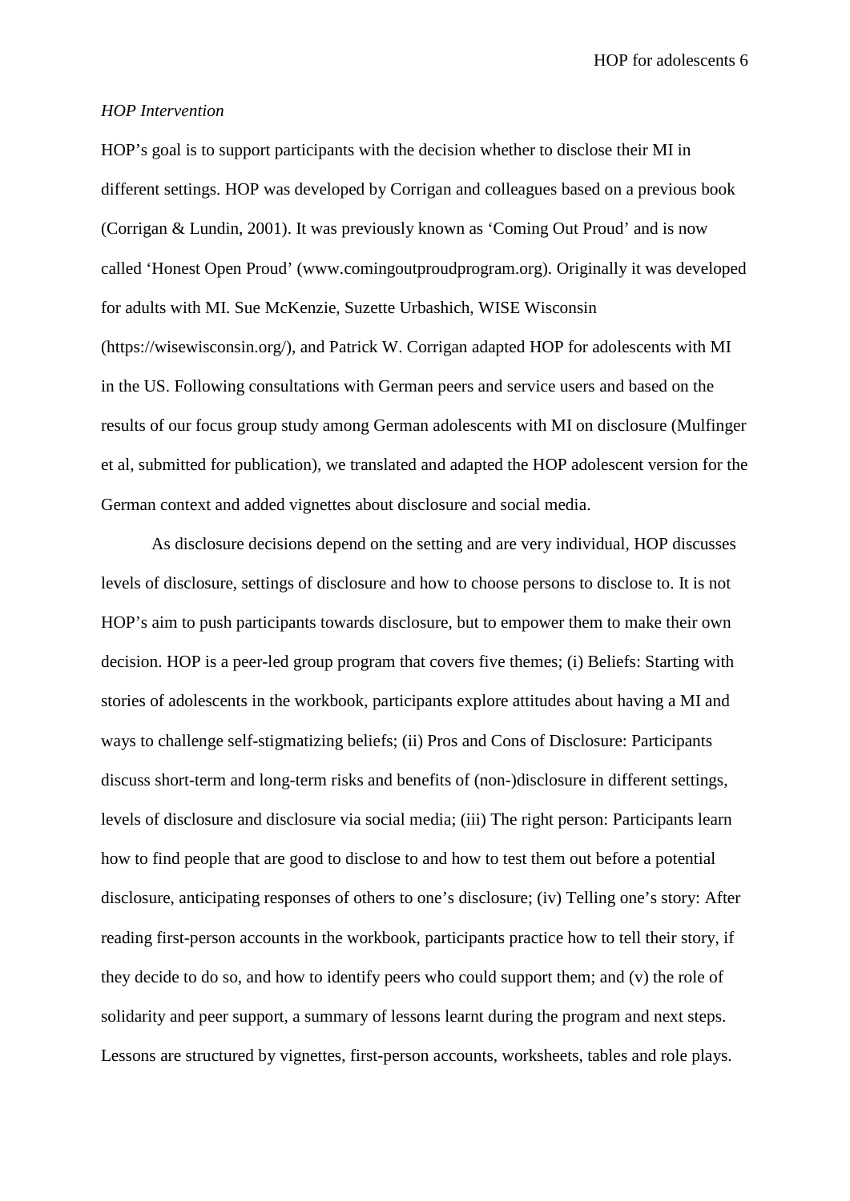*HOP Intervention*

HOP's goal is to support participants with the decision whether to disclose their MI in different settings. HOP was developed by Corrigan and colleagues based on a previous book (Corrigan & Lundin, 2001). It was previously known as 'Coming Out Proud' and is now called 'Honest Open Proud' (www.comingoutproudprogram.org). Originally it was developed for adults with MI. Sue McKenzie, Suzette Urbashich, WISE Wisconsin (https://wisewisconsin.org/), and Patrick W. Corrigan adapted HOP for adolescents with MI in the US. Following consultations with German peers and service users and based on the results of our focus group study among German adolescents with MI on disclosure (Mulfinger et al, submitted for publication), we translated and adapted the HOP adolescent version for the German context and added vignettes about disclosure and social media.

As disclosure decisions depend on the setting and are very individual, HOP discusses levels of disclosure, settings of disclosure and how to choose persons to disclose to. It is not HOP's aim to push participants towards disclosure, but to empower them to make their own decision. HOP is a peer-led group program that covers five themes; (i) Beliefs: Starting with stories of adolescents in the workbook, participants explore attitudes about having a MI and ways to challenge self-stigmatizing beliefs; (ii) Pros and Cons of Disclosure: Participants discuss short-term and long-term risks and benefits of (non-)disclosure in different settings, levels of disclosure and disclosure via social media; (iii) The right person: Participants learn how to find people that are good to disclose to and how to test them out before a potential disclosure, anticipating responses of others to one's disclosure; (iv) Telling one's story: After reading first-person accounts in the workbook, participants practice how to tell their story, if they decide to do so, and how to identify peers who could support them; and (v) the role of solidarity and peer support, a summary of lessons learnt during the program and next steps. Lessons are structured by vignettes, first-person accounts, worksheets, tables and role plays.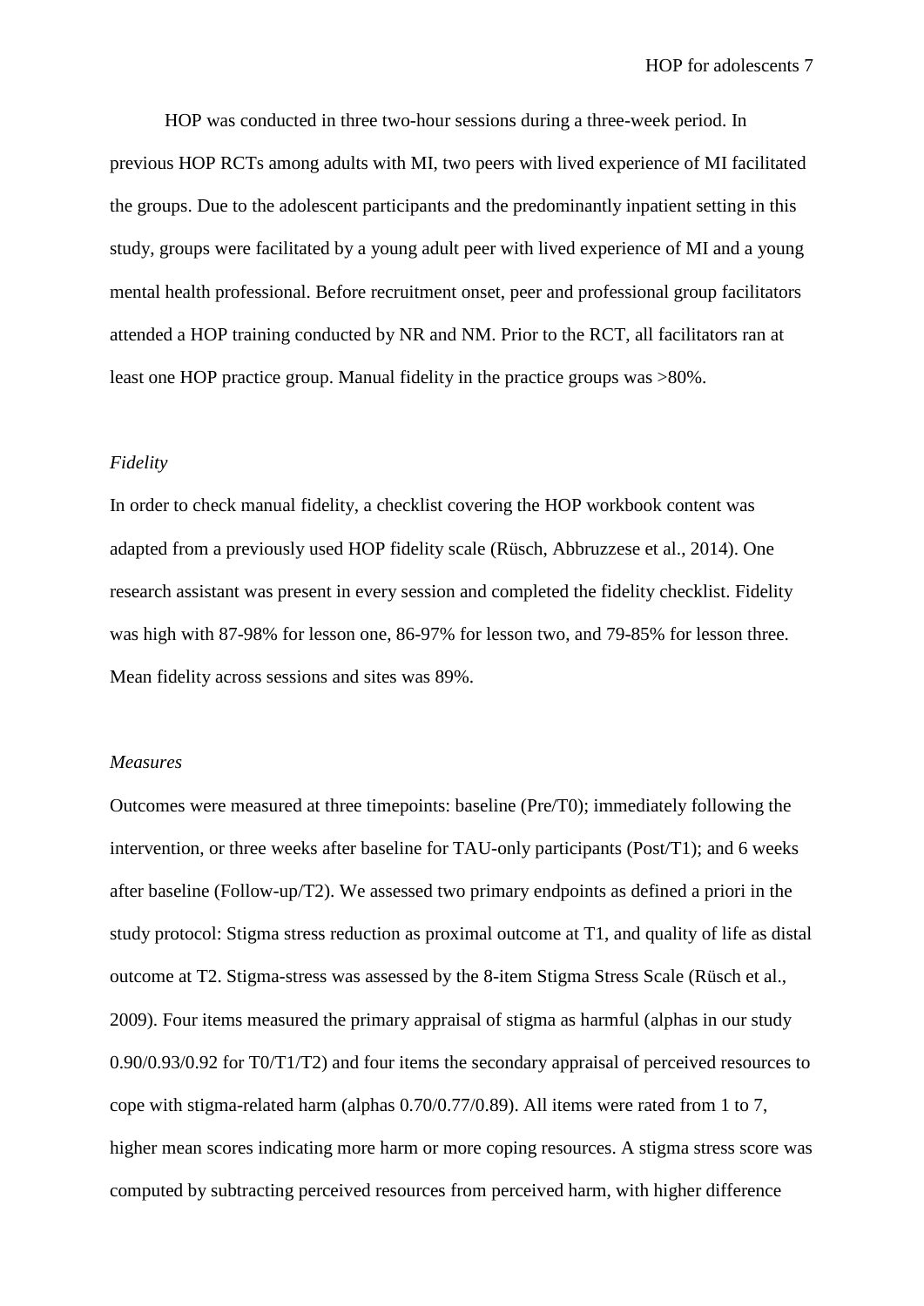HOP was conducted in three two-hour sessions during a three-week period. In previous HOP RCTs among adults with MI, two peers with lived experience of MI facilitated the groups. Due to the adolescent participants and the predominantly inpatient setting in this study, groups were facilitated by a young adult peer with lived experience of MI and a young mental health professional. Before recruitment onset, peer and professional group facilitators attended a HOP training conducted by NR and NM. Prior to the RCT, all facilitators ran at least one HOP practice group. Manual fidelity in the practice groups was >80%.

*Fidelity*

In order to check manual fidelity, a checklist covering the HOP workbook content was adapted from a previously used HOP fidelity scale (Rüsch, Abbruzzese et al., 2014). One research assistant was present in every session and completed the fidelity checklist. Fidelity was high with 87-98% for lesson one, 86-97% for lesson two, and 79-85% for lesson three. Mean fidelity across sessions and sites was 89%.

*Measures*

Outcomes were measured at three timepoints: baseline (Pre/T0); immediately following the intervention, or three weeks after baseline for TAU-only participants (Post/T1); and 6 weeks after baseline (Follow-up/T2). We assessed two primary endpoints as defined a priori in the study protocol: Stigma stress reduction as proximal outcome at T1, and quality of life as distal outcome at T2. Stigma-stress was assessed by the 8-item Stigma Stress Scale (Rüsch et al., 2009). Four items measured the primary appraisal of stigma as harmful (alphas in our study 0.90/0.93/0.92 for T0/T1/T2) and four items the secondary appraisal of perceived resources to cope with stigma-related harm (alphas 0.70/0.77/0.89). All items were rated from 1 to 7, higher mean scores indicating more harm or more coping resources. A stigma stress score was computed by subtracting perceived resources from perceived harm, with higher difference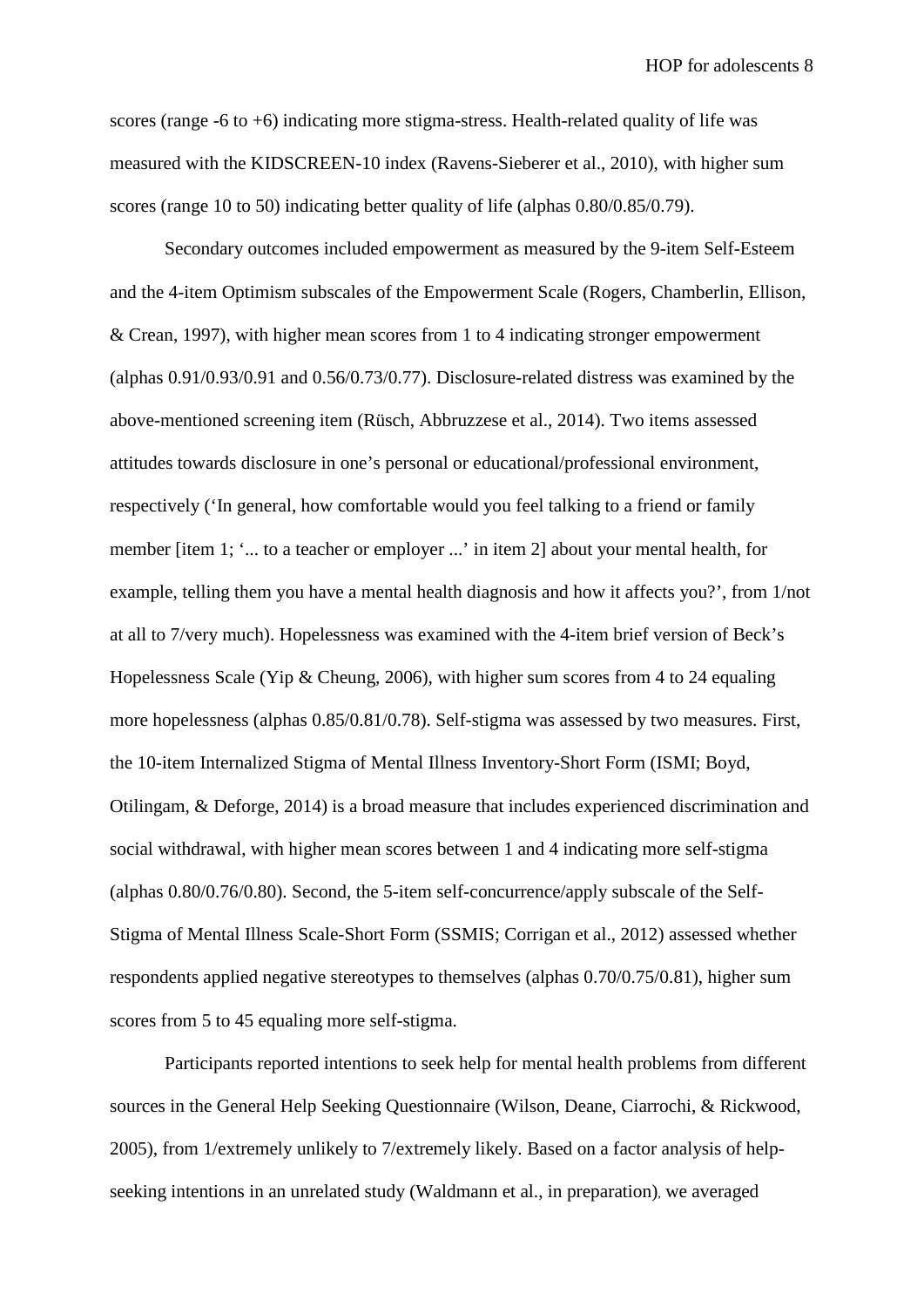scores (range -6 to +6) indicating more stigma-stress. Health-related quality of life was measured with the KIDSCREEN-10 index (Ravens-Sieberer et al., 2010), with higher sum scores (range 10 to 50) indicating better quality of life (alphas 0.80/0.85/0.79).

Secondary outcomes included empowerment as measured by the 9-item Self-Esteem and the 4-item Optimism subscales of the Empowerment Scale (Rogers, Chamberlin, Ellison, & Crean, 1997), with higher mean scores from 1 to 4 indicating stronger empowerment (alphas 0.91/0.93/0.91 and 0.56/0.73/0.77). Disclosure-related distress was examined by the above-mentioned screening item (Rüsch, Abbruzzese et al., 2014). Two items assessed attitudes towards disclosure in one's personal or educational/professional environment, respectively ('In general, how comfortable would you feel talking to a friend or family member [item 1; '... to a teacher or employer ...' in item 2] about your mental health, for example, telling them you have a mental health diagnosis and how it affects you?', from 1/not at all to 7/very much). Hopelessness was examined with the 4-item brief version of Beck's Hopelessness Scale (Yip & Cheung, 2006), with higher sum scores from 4 to 24 equaling more hopelessness (alphas 0.85/0.81/0.78). Self-stigma was assessed by two measures. First, the 10-item Internalized Stigma of Mental Illness Inventory-Short Form (ISMI; Boyd, Otilingam, & Deforge, 2014) is a broad measure that includes experienced discrimination and social withdrawal, with higher mean scores between 1 and 4 indicating more self-stigma (alphas 0.80/0.76/0.80). Second, the 5-item self-concurrence/apply subscale of the Self-Stigma of Mental Illness Scale-Short Form (SSMIS; Corrigan et al., 2012) assessed whether respondents applied negative stereotypes to themselves (alphas 0.70/0.75/0.81), higher sum scores from 5 to 45 equaling more self-stigma.

Participants reported intentions to seek help for mental health problems from different sources in the General Help Seeking Questionnaire (Wilson, Deane, Ciarrochi, & Rickwood, 2005), from 1/extremely unlikely to 7/extremely likely. Based on a factor analysis of help-seeking intentions in an unrelated study (Waldmann et al., in preparation), we averaged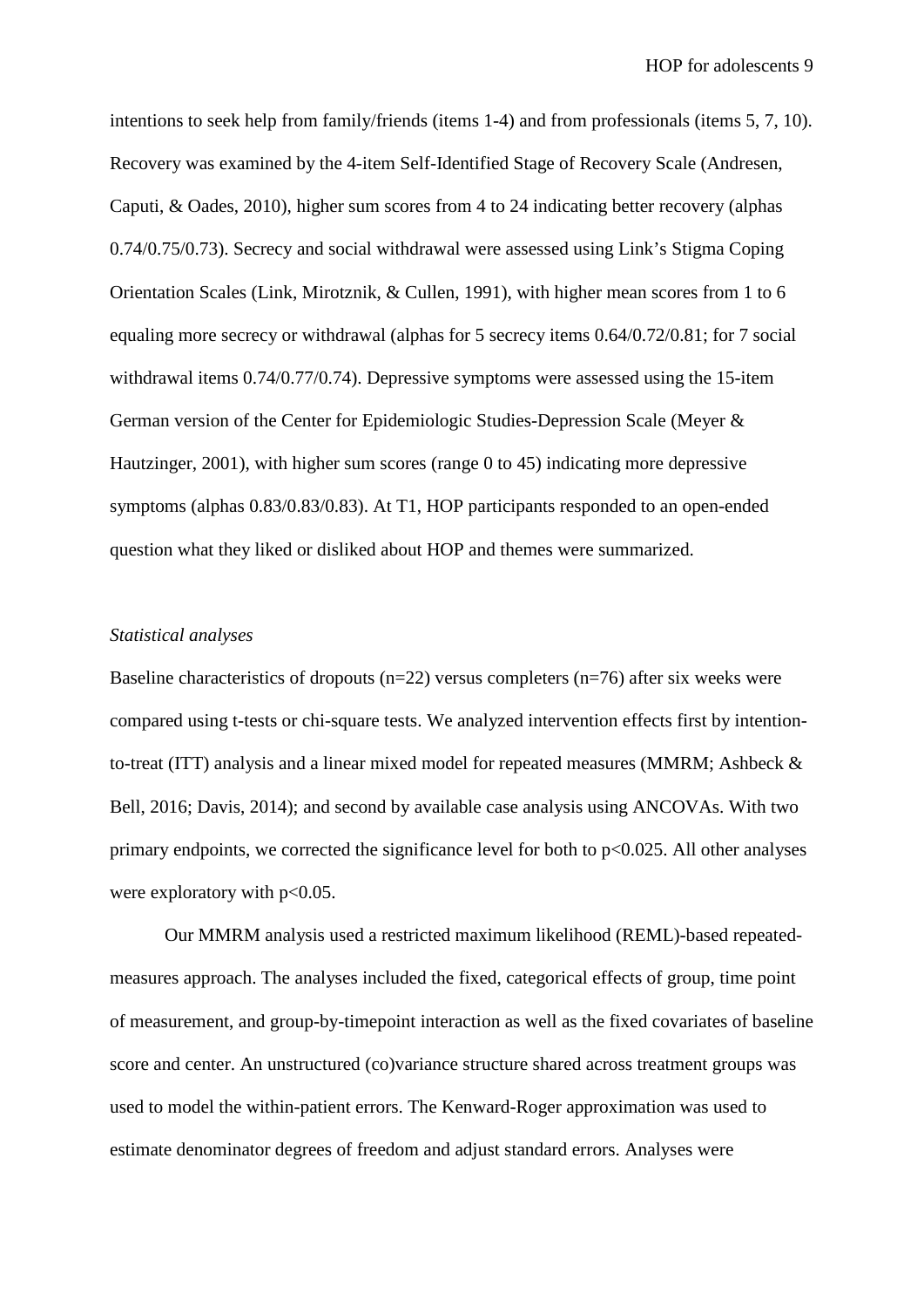intentions to seek help from family/friends (items 1-4) and from professionals (items 5, 7, 10). Recovery was examined by the 4-item Self-Identified Stage of Recovery Scale (Andresen, Caputi, & Oades, 2010), higher sum scores from 4 to 24 indicating better recovery (alphas 0.74/0.75/0.73). Secrecy and social withdrawal were assessed using Link's Stigma Coping Orientation Scales (Link, Mirotznik, & Cullen, 1991), with higher mean scores from 1 to 6 equaling more secrecy or withdrawal (alphas for 5 secrecy items 0.64/0.72/0.81; for 7 social withdrawal items 0.74/0.77/0.74). Depressive symptoms were assessed using the 15-item German version of the Center for Epidemiologic Studies-Depression Scale (Meyer & Hautzinger, 2001), with higher sum scores (range 0 to 45) indicating more depressive symptoms (alphas 0.83/0.83/0.83). At T1, HOP participants responded to an open-ended question what they liked or disliked about HOP and themes were summarized.

*Statistical analyses*

Baseline characteristics of dropouts (n=22) versus completers (n=76) after six weeks were compared using t-tests or chi-square tests. We analyzed intervention effects first by intention-to-treat (ITT) analysis and a linear mixed model for repeated measures (MMRM; Ashbeck & Bell, 2016; Davis, 2014); and second by available case analysis using ANCOVAs. With two primary endpoints, we corrected the significance level for both to $p<0.025$. All other analyses were exploratory with $p<0.05$.

Our MMRM analysis used a restricted maximum likelihood (REML)-based repeated-measures approach. The analyses included the fixed, categorical effects of group, time point of measurement, and group-by-timepoint interaction as well as the fixed covariates of baseline score and center. An unstructured (co)variance structure shared across treatment groups was used to model the within-patient errors. The Kenward-Roger approximation was used to estimate denominator degrees of freedom and adjust standard errors. Analyses were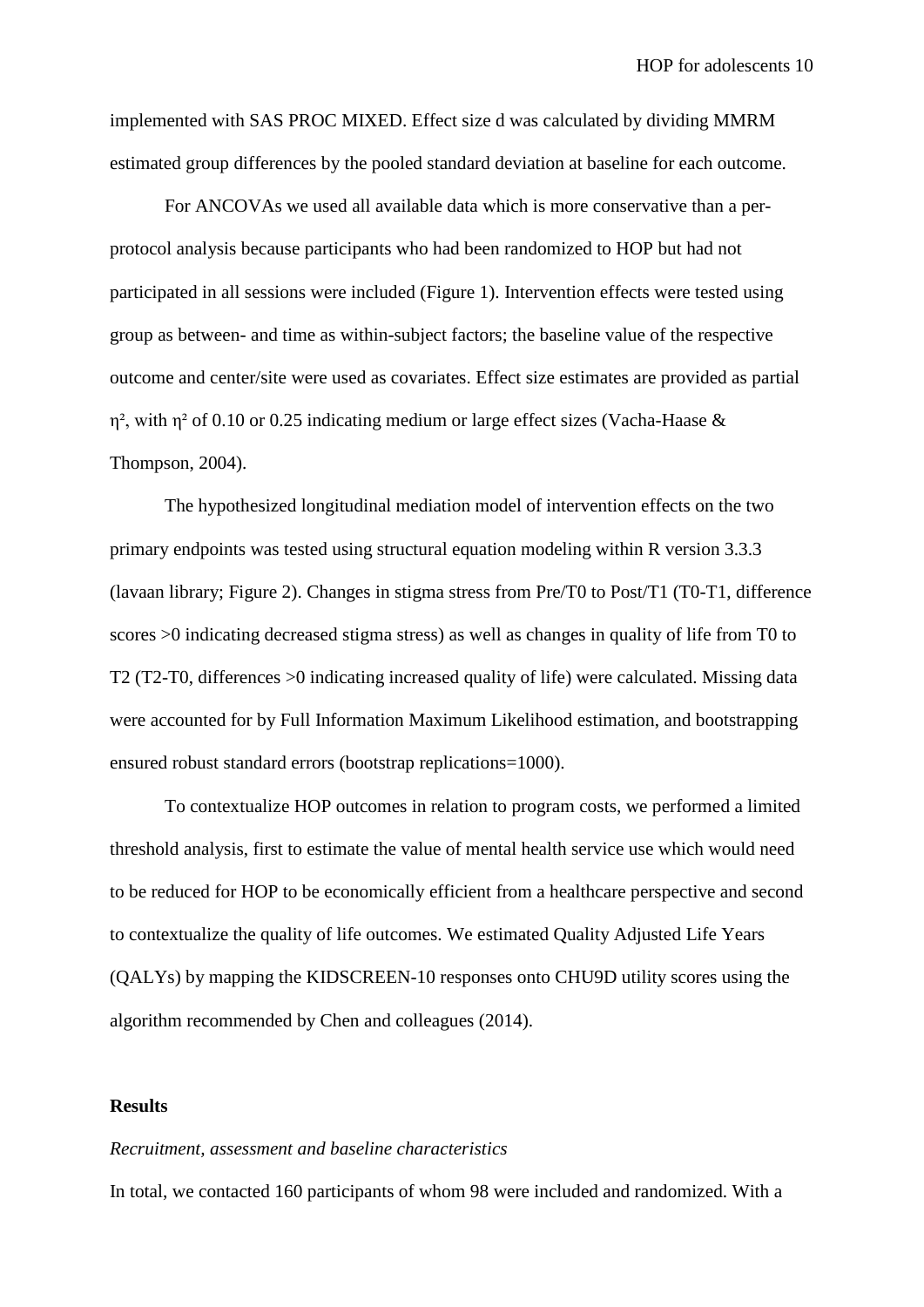implemented with SAS PROC MIXED. Effect size d was calculated by dividing MMRM estimated group differences by the pooled standard deviation at baseline for each outcome.

For ANCOVAs we used all available data which is more conservative than a per-protocol analysis because participants who had been randomized to HOP but had not participated in all sessions were included (Figure 1). Intervention effects were tested using group as between- and time as within-subject factors; the baseline value of the respective outcome and center/site were used as covariates. Effect size estimates are provided as partial $\eta^2$, with $\eta^2$ of 0.10 or 0.25 indicating medium or large effect sizes (Vacha-Haase & Thompson, 2004).

The hypothesized longitudinal mediation model of intervention effects on the two primary endpoints was tested using structural equation modeling within R version 3.3.3 (lavaan library; Figure 2). Changes in stigma stress from Pre/T0 to Post/T1 (T0-T1, difference scores >0 indicating decreased stigma stress) as well as changes in quality of life from T0 to T2 (T2-T0, differences >0 indicating increased quality of life) were calculated. Missing data were accounted for by Full Information Maximum Likelihood estimation, and bootstrapping ensured robust standard errors (bootstrap replications=1000).

To contextualize HOP outcomes in relation to program costs, we performed a limited threshold analysis, first to estimate the value of mental health service use which would need to be reduced for HOP to be economically efficient from a healthcare perspective and second to contextualize the quality of life outcomes. We estimated Quality Adjusted Life Years (QALYs) by mapping the KIDSCREEN-10 responses onto CHU9D utility scores using the algorithm recommended by Chen and colleagues (2014).

**Results**

*Recruitment, assessment and baseline characteristics*

In total, we contacted 160 participants of whom 98 were included and randomized. With a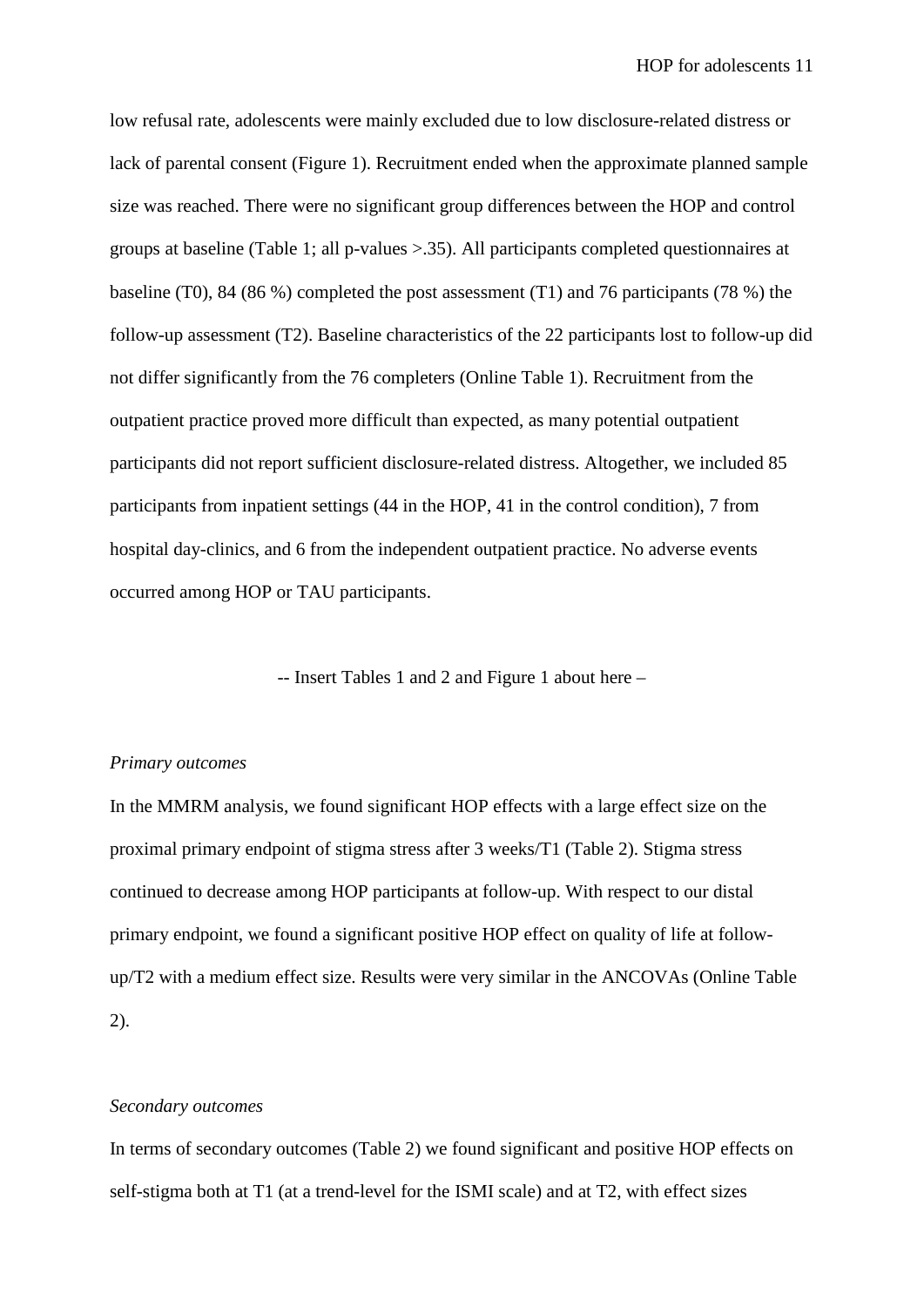low refusal rate, adolescents were mainly excluded due to low disclosure-related distress or lack of parental consent (Figure 1). Recruitment ended when the approximate planned sample size was reached. There were no significant group differences between the HOP and control groups at baseline (Table 1; all p-values >.35). All participants completed questionnaires at baseline (T0), 84 (86 %) completed the post assessment (T1) and 76 participants (78 %) the follow-up assessment (T2). Baseline characteristics of the 22 participants lost to follow-up did not differ significantly from the 76 completers (Online Table 1). Recruitment from the outpatient practice proved more difficult than expected, as many potential outpatient participants did not report sufficient disclosure-related distress. Altogether, we included 85 participants from inpatient settings (44 in the HOP, 41 in the control condition), 7 from hospital day-clinics, and 6 from the independent outpatient practice. No adverse events occurred among HOP or TAU participants.

-- Insert Tables 1 and 2 and Figure 1 about here –

*Primary outcomes*

In the MMRM analysis, we found significant HOP effects with a large effect size on the proximal primary endpoint of stigma stress after 3 weeks/T1 (Table 2). Stigma stress continued to decrease among HOP participants at follow-up. With respect to our distal primary endpoint, we found a significant positive HOP effect on quality of life at follow-up/T2 with a medium effect size. Results were very similar in the ANCOVAs (Online Table 2).

*Secondary outcomes*

In terms of secondary outcomes (Table 2) we found significant and positive HOP effects on self-stigma both at T1 (at a trend-level for the ISMI scale) and at T2, with effect sizes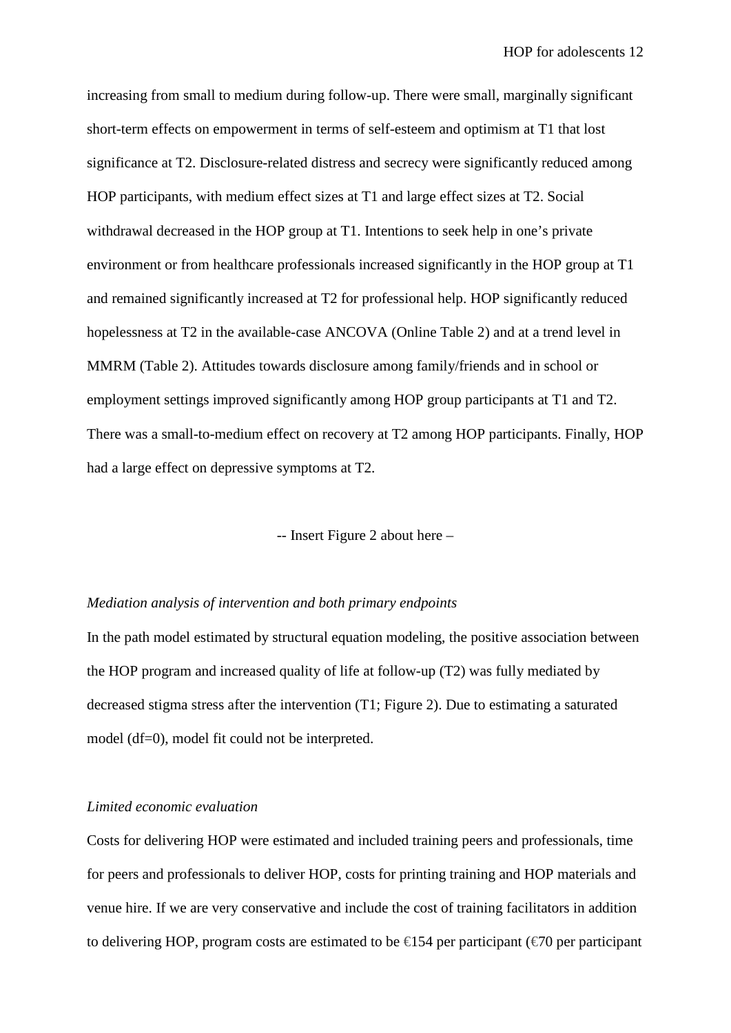increasing from small to medium during follow-up. There were small, marginally significant short-term effects on empowerment in terms of self-esteem and optimism at T1 that lost significance at T2. Disclosure-related distress and secrecy were significantly reduced among HOP participants, with medium effect sizes at T1 and large effect sizes at T2. Social withdrawal decreased in the HOP group at T1. Intentions to seek help in one's private environment or from healthcare professionals increased significantly in the HOP group at T1 and remained significantly increased at T2 for professional help. HOP significantly reduced hopelessness at T2 in the available-case ANCOVA (Online Table 2) and at a trend level in MMRM (Table 2). Attitudes towards disclosure among family/friends and in school or employment settings improved significantly among HOP group participants at T1 and T2. There was a small-to-medium effect on recovery at T2 among HOP participants. Finally, HOP had a large effect on depressive symptoms at T2.

-- Insert Figure 2 about here –

*Mediation analysis of intervention and both primary endpoints*

In the path model estimated by structural equation modeling, the positive association between the HOP program and increased quality of life at follow-up (T2) was fully mediated by decreased stigma stress after the intervention (T1; Figure 2). Due to estimating a saturated model (df=0), model fit could not be interpreted.

*Limited economic evaluation*

Costs for delivering HOP were estimated and included training peers and professionals, time for peers and professionals to deliver HOP, costs for printing training and HOP materials and venue hire. If we are very conservative and include the cost of training facilitators in addition to delivering HOP, program costs are estimated to be €154 per participant (€70 per participant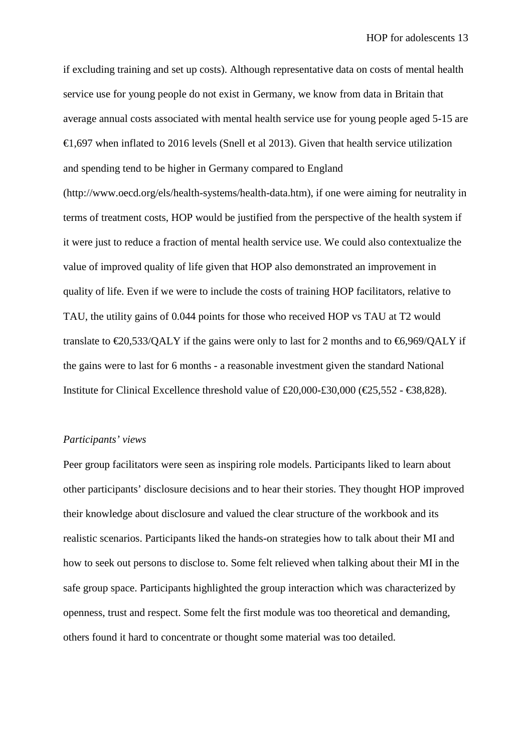if excluding training and set up costs). Although representative data on costs of mental health service use for young people do not exist in Germany, we know from data in Britain that average annual costs associated with mental health service use for young people aged 5-15 are €1,697 when inflated to 2016 levels (Snell et al 2013). Given that health service utilization and spending tend to be higher in Germany compared to England (http://www.oecd.org/els/health-systems/health-data.htm), if one were aiming for neutrality in terms of treatment costs, HOP would be justified from the perspective of the health system if it were just to reduce a fraction of mental health service use. We could also contextualize the value of improved quality of life given that HOP also demonstrated an improvement in quality of life. Even if we were to include the costs of training HOP facilitators, relative to TAU, the utility gains of 0.044 points for those who received HOP vs TAU at T2 would translate to €20,533/QALY if the gains were only to last for 2 months and to €6,969/QALY if the gains were to last for 6 months - a reasonable investment given the standard National Institute for Clinical Excellence threshold value of £20,000-£30,000 (€25,552 - €38,828).

*Participants' views*

Peer group facilitators were seen as inspiring role models. Participants liked to learn about other participants' disclosure decisions and to hear their stories. They thought HOP improved their knowledge about disclosure and valued the clear structure of the workbook and its realistic scenarios. Participants liked the hands-on strategies how to talk about their MI and how to seek out persons to disclose to. Some felt relieved when talking about their MI in the safe group space. Participants highlighted the group interaction which was characterized by openness, trust and respect. Some felt the first module was too theoretical and demanding, others found it hard to concentrate or thought some material was too detailed.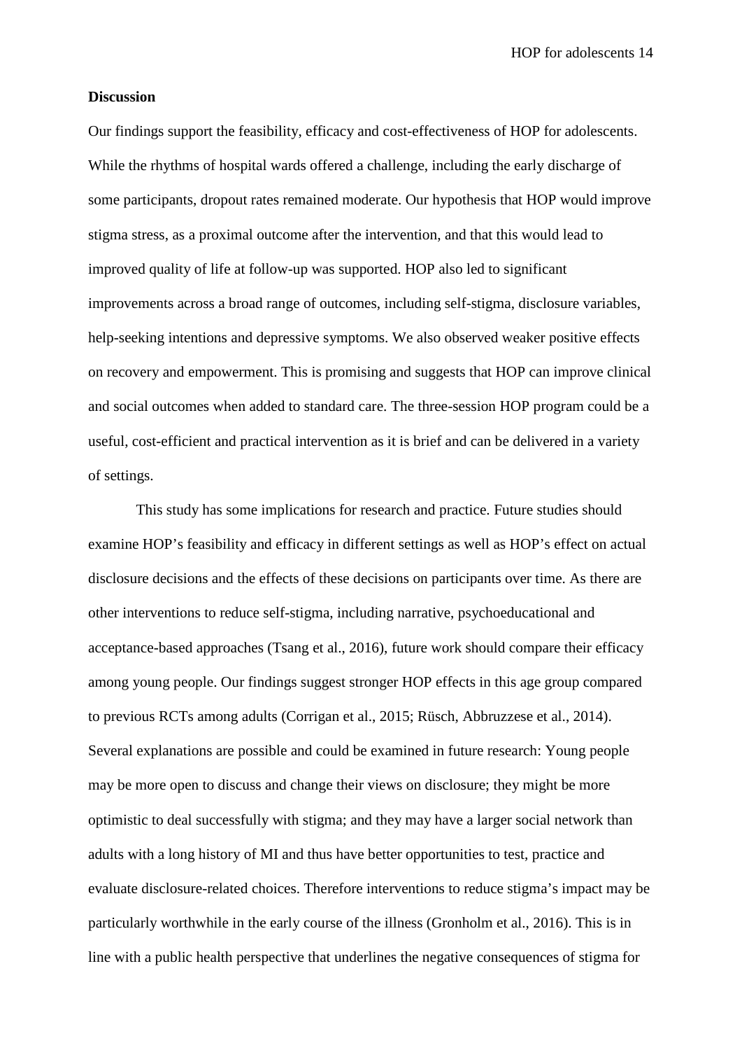**Discussion**

Our findings support the feasibility, efficacy and cost-effectiveness of HOP for adolescents. While the rhythms of hospital wards offered a challenge, including the early discharge of some participants, dropout rates remained moderate. Our hypothesis that HOP would improve stigma stress, as a proximal outcome after the intervention, and that this would lead to improved quality of life at follow-up was supported. HOP also led to significant improvements across a broad range of outcomes, including self-stigma, disclosure variables, help-seeking intentions and depressive symptoms. We also observed weaker positive effects on recovery and empowerment. This is promising and suggests that HOP can improve clinical and social outcomes when added to standard care. The three-session HOP program could be a useful, cost-efficient and practical intervention as it is brief and can be delivered in a variety of settings.

This study has some implications for research and practice. Future studies should examine HOP's feasibility and efficacy in different settings as well as HOP's effect on actual disclosure decisions and the effects of these decisions on participants over time. As there are other interventions to reduce self-stigma, including narrative, psychoeducational and acceptance-based approaches (Tsang et al., 2016), future work should compare their efficacy among young people. Our findings suggest stronger HOP effects in this age group compared to previous RCTs among adults (Corrigan et al., 2015; Rüsch, Abbruzzese et al., 2014). Several explanations are possible and could be examined in future research: Young people may be more open to discuss and change their views on disclosure; they might be more optimistic to deal successfully with stigma; and they may have a larger social network than adults with a long history of MI and thus have better opportunities to test, practice and evaluate disclosure-related choices. Therefore interventions to reduce stigma's impact may be particularly worthwhile in the early course of the illness (Gronholm et al., 2016). This is in line with a public health perspective that underlines the negative consequences of stigma for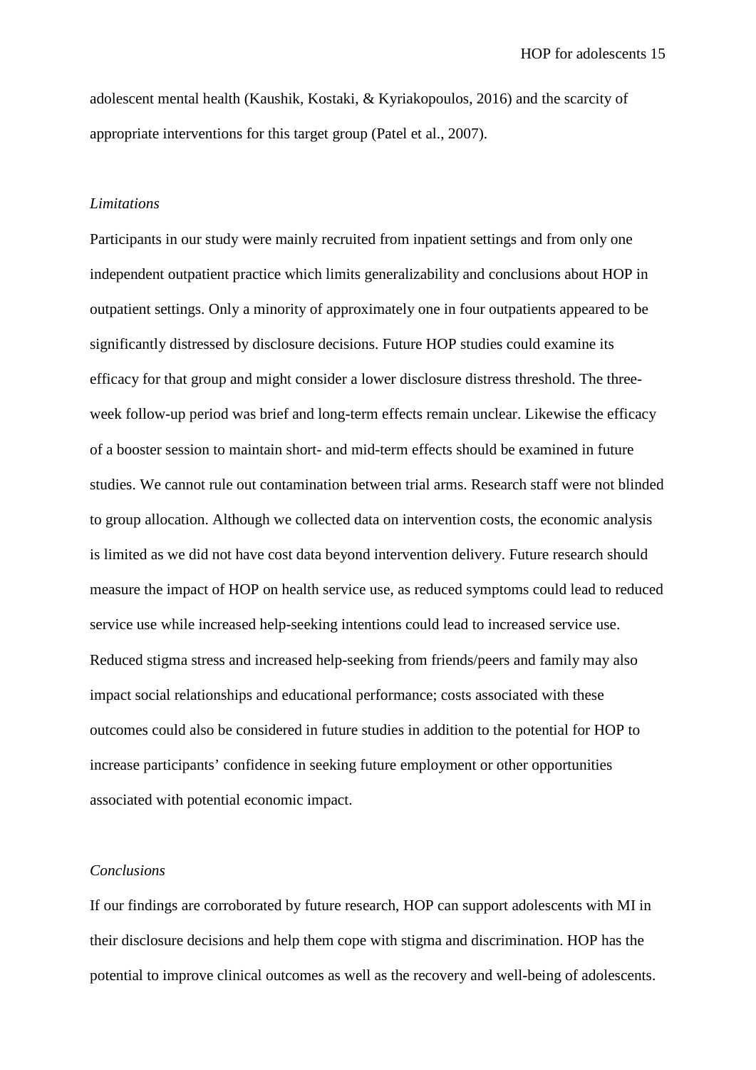adolescent mental health (Kaushik, Kostaki, & Kyriakopoulos, 2016) and the scarcity of appropriate interventions for this target group (Patel et al., 2007).

*Limitations*

Participants in our study were mainly recruited from inpatient settings and from only one independent outpatient practice which limits generalizability and conclusions about HOP in outpatient settings. Only a minority of approximately one in four outpatients appeared to be significantly distressed by disclosure decisions. Future HOP studies could examine its efficacy for that group and might consider a lower disclosure distress threshold. The three-week follow-up period was brief and long-term effects remain unclear. Likewise the efficacy of a booster session to maintain short- and mid-term effects should be examined in future studies. We cannot rule out contamination between trial arms. Research staff were not blinded to group allocation. Although we collected data on intervention costs, the economic analysis is limited as we did not have cost data beyond intervention delivery. Future research should measure the impact of HOP on health service use, as reduced symptoms could lead to reduced service use while increased help-seeking intentions could lead to increased service use. Reduced stigma stress and increased help-seeking from friends/peers and family may also impact social relationships and educational performance; costs associated with these outcomes could also be considered in future studies in addition to the potential for HOP to increase participants' confidence in seeking future employment or other opportunities associated with potential economic impact.

*Conclusions*

If our findings are corroborated by future research, HOP can support adolescents with MI in their disclosure decisions and help them cope with stigma and discrimination. HOP has the potential to improve clinical outcomes as well as the recovery and well-being of adolescents.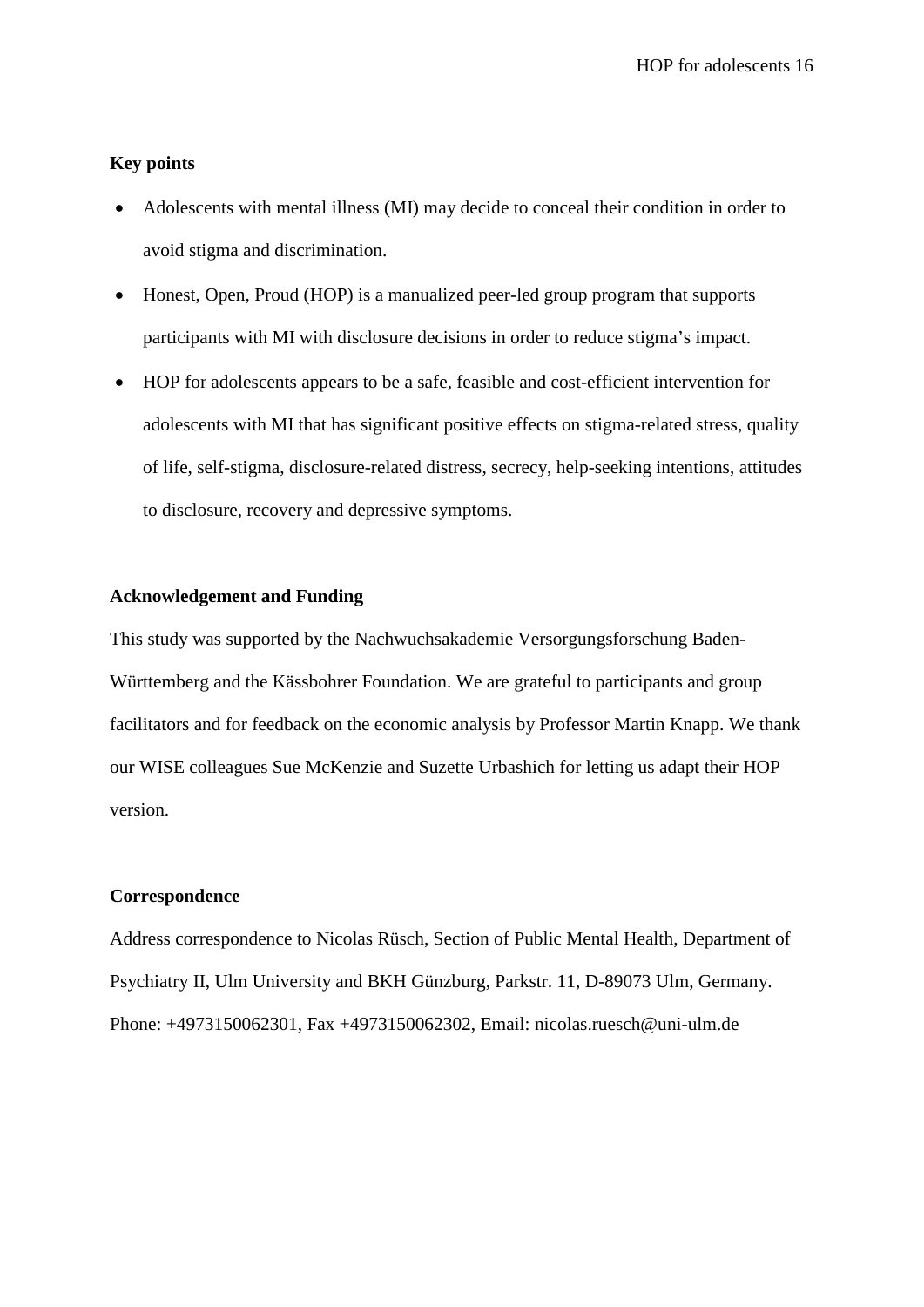**Key points**

- Adolescents with mental illness (MI) may decide to conceal their condition in order to avoid stigma and discrimination.
- Honest, Open, Proud (HOP) is a manualized peer-led group program that supports participants with MI with disclosure decisions in order to reduce stigma's impact.
- HOP for adolescents appears to be a safe, feasible and cost-efficient intervention for adolescents with MI that has significant positive effects on stigma-related stress, quality of life, self-stigma, disclosure-related distress, secrecy, help-seeking intentions, attitudes to disclosure, recovery and depressive symptoms.

**Acknowledgement and Funding**

This study was supported by the Nachwuchsakademie Versorgungsforschung Baden-Württemberg and the Kässbohrer Foundation. We are grateful to participants and group facilitators and for feedback on the economic analysis by Professor Martin Knapp. We thank our WISE colleagues Sue McKenzie and Suzette Urbashich for letting us adapt their HOP version.

**Correspondence**

Address correspondence to Nicolas Rüsch, Section of Public Mental Health, Department of Psychiatry II, Ulm University and BKH Günzburg, Parkstr. 11, D-89073 Ulm, Germany. Phone: +4973150062301, Fax +4973150062302, Email: nicolas.ruesch@uni-ulm.de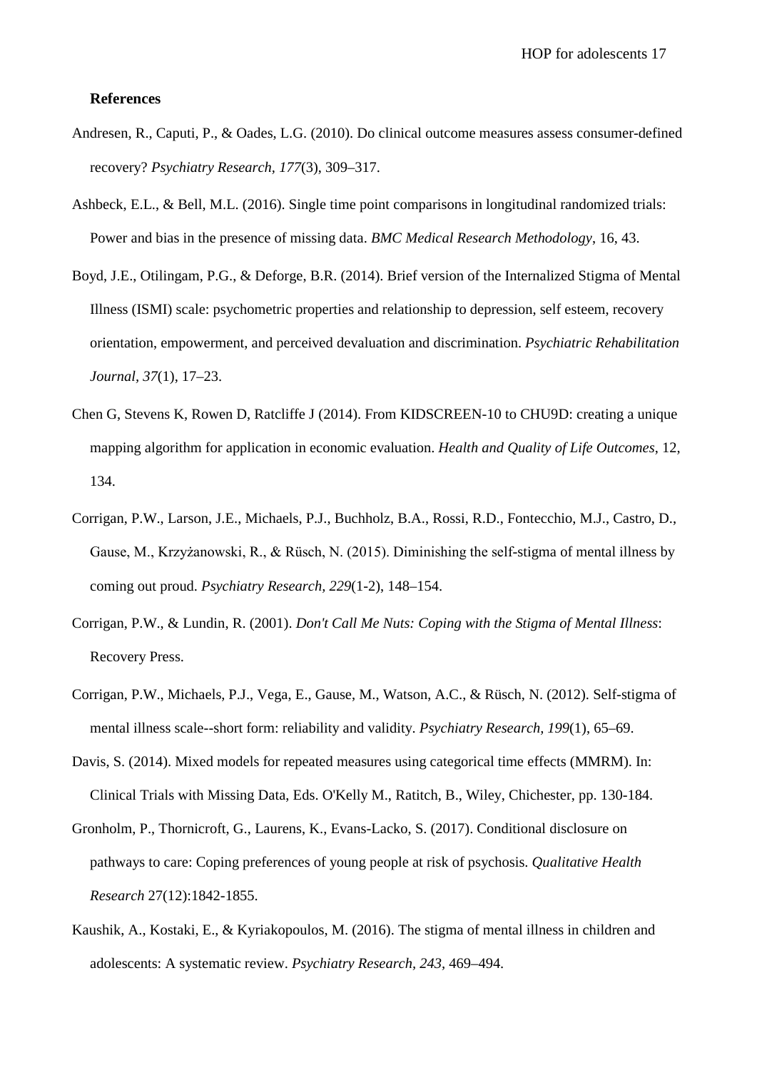**References**

Andresen, R., Caputi, P., & Oades, L.G. (2010). Do clinical outcome measures assess consumer-defined recovery? *Psychiatry Research, 177*(3), 309–317.

Ashbeck, E.L., & Bell, M.L. (2016). Single time point comparisons in longitudinal randomized trials: Power and bias in the presence of missing data. *BMC Medical Research Methodology*, 16, 43.

Boyd, J.E., Otilingam, P.G., & Deforge, B.R. (2014). Brief version of the Internalized Stigma of Mental Illness (ISMI) scale: psychometric properties and relationship to depression, self esteem, recovery orientation, empowerment, and perceived devaluation and discrimination. *Psychiatric Rehabilitation Journal, 37*(1), 17–23.

Chen G, Stevens K, Rowen D, Ratcliffe J (2014). From KIDSCREEN-10 to CHU9D: creating a unique mapping algorithm for application in economic evaluation. *Health and Quality of Life Outcomes*, 12, 134.

Corrigan, P.W., Larson, J.E., Michaels, P.J., Buchholz, B.A., Rossi, R.D., Fontecchio, M.J., Castro, D., Gause, M., Krzyżanowski, R., & Rüsch, N. (2015). Diminishing the self-stigma of mental illness by coming out proud. *Psychiatry Research, 229*(1-2), 148–154.

Corrigan, P.W., & Lundin, R. (2001). *Don't Call Me Nuts: Coping with the Stigma of Mental Illness*: Recovery Press.

Corrigan, P.W., Michaels, P.J., Vega, E., Gause, M., Watson, A.C., & Rüsch, N. (2012). Self-stigma of mental illness scale--short form: reliability and validity. *Psychiatry Research, 199*(1), 65–69.

Davis, S. (2014). Mixed models for repeated measures using categorical time effects (MMRM). In: Clinical Trials with Missing Data, Eds. O'Kelly M., Ratitch, B., Wiley, Chichester, pp. 130-184.

Gronholm, P., Thornicroft, G., Laurens, K., Evans-Lacko, S. (2017). Conditional disclosure on pathways to care: Coping preferences of young people at risk of psychosis. *Qualitative Health Research* 27(12):1842-1855.

Kaushik, A., Kostaki, E., & Kyriakopoulos, M. (2016). The stigma of mental illness in children and adolescents: A systematic review. *Psychiatry Research, 243*, 469–494.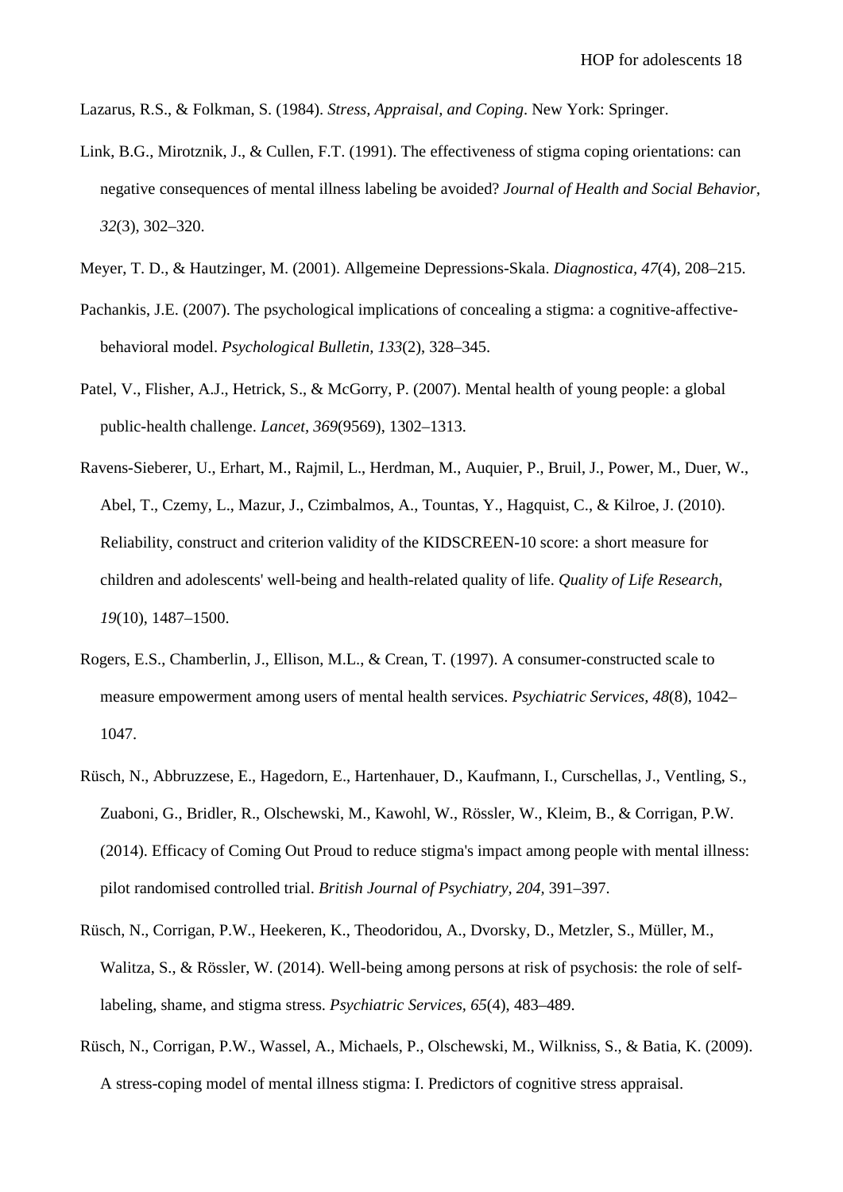Lazarus, R.S., & Folkman, S. (1984). *Stress, Appraisal, and Coping*. New York: Springer.

Link, B.G., Mirotznik, J., & Cullen, F.T. (1991). The effectiveness of stigma coping orientations: can negative consequences of mental illness labeling be avoided? *Journal of Health and Social Behavior, 32*(3), 302–320.

Meyer, T. D., & Hautzinger, M. (2001). Allgemeine Depressions-Skala. *Diagnostica, 47*(4), 208–215.

Pachankis, J.E. (2007). The psychological implications of concealing a stigma: a cognitive-affective-behavioral model. *Psychological Bulletin, 133*(2), 328–345.

Patel, V., Flisher, A.J., Hetrick, S., & McGorry, P. (2007). Mental health of young people: a global public-health challenge. *Lancet, 369*(9569), 1302–1313.

Ravens-Sieberer, U., Erhart, M., Rajmil, L., Herdman, M., Auquier, P., Bruil, J., Power, M., Duer, W., Abel, T., Czemy, L., Mazur, J., Czimbalmos, A., Tountas, Y., Hagquist, C., & Kilroe, J. (2010). Reliability, construct and criterion validity of the KIDSCREEN-10 score: a short measure for children and adolescents' well-being and health-related quality of life. *Quality of Life Research, 19*(10), 1487–1500.

Rogers, E.S., Chamberlin, J., Ellison, M.L., & Crean, T. (1997). A consumer-constructed scale to measure empowerment among users of mental health services. *Psychiatric Services, 48*(8), 1042–1047.

Rüsch, N., Abbruzzese, E., Hagedorn, E., Hartenhauer, D., Kaufmann, I., Curschellas, J., Ventling, S., Zuaboni, G., Bridler, R., Olschewski, M., Kawohl, W., Rössler, W., Kleim, B., & Corrigan, P.W. (2014). Efficacy of Coming Out Proud to reduce stigma's impact among people with mental illness: pilot randomised controlled trial. *British Journal of Psychiatry, 204*, 391–397.

Rüsch, N., Corrigan, P.W., Heekeren, K., Theodoridou, A., Dvorsky, D., Metzler, S., Müller, M., Walitza, S., & Rössler, W. (2014). Well-being among persons at risk of psychosis: the role of self-labeling, shame, and stigma stress. *Psychiatric Services, 65*(4), 483–489.

Rüsch, N., Corrigan, P.W., Wassel, A., Michaels, P., Olschewski, M., Wilkniss, S., & Batia, K. (2009). A stress-coping model of mental illness stigma: I. Predictors of cognitive stress appraisal.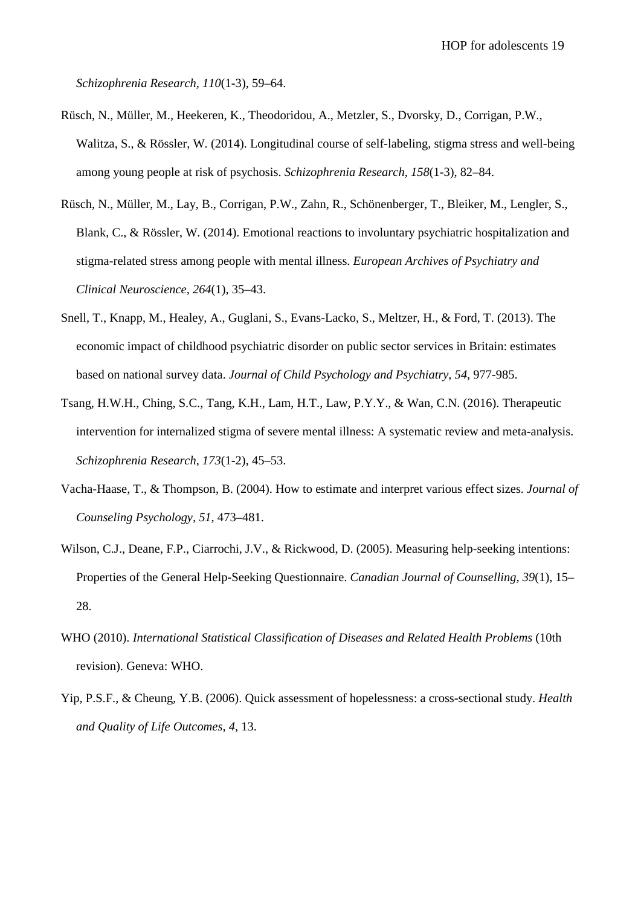*Schizophrenia Research, 110*(1-3), 59–64.

Rüsch, N., Müller, M., Heekeren, K., Theodoridou, A., Metzler, S., Dvorsky, D., Corrigan, P.W., Walitza, S., & Rössler, W. (2014). Longitudinal course of self-labeling, stigma stress and well-being among young people at risk of psychosis. *Schizophrenia Research, 158*(1-3), 82–84.

Rüsch, N., Müller, M., Lay, B., Corrigan, P.W., Zahn, R., Schönenberger, T., Bleiker, M., Lengler, S., Blank, C., & Rössler, W. (2014). Emotional reactions to involuntary psychiatric hospitalization and stigma-related stress among people with mental illness. *European Archives of Psychiatry and Clinical Neuroscience, 264*(1), 35–43.

Snell, T., Knapp, M., Healey, A., Guglani, S., Evans-Lacko, S., Meltzer, H., & Ford, T. (2013). The economic impact of childhood psychiatric disorder on public sector services in Britain: estimates based on national survey data. *Journal of Child Psychology and Psychiatry, 54*, 977-985.

Tsang, H.W.H., Ching, S.C., Tang, K.H., Lam, H.T., Law, P.Y.Y., & Wan, C.N. (2016). Therapeutic intervention for internalized stigma of severe mental illness: A systematic review and meta-analysis. *Schizophrenia Research, 173*(1-2), 45–53.

Vacha-Haase, T., & Thompson, B. (2004). How to estimate and interpret various effect sizes. *Journal of Counseling Psychology, 51,* 473–481.

Wilson, C.J., Deane, F.P., Ciarrochi, J.V., & Rickwood, D. (2005). Measuring help-seeking intentions: Properties of the General Help-Seeking Questionnaire. *Canadian Journal of Counselling, 39*(1), 15–28.

WHO (2010). *International Statistical Classification of Diseases and Related Health Problems* (10th revision). Geneva: WHO.

Yip, P.S.F., & Cheung, Y.B. (2006). Quick assessment of hopelessness: a cross-sectional study. *Health and Quality of Life Outcomes, 4,* 13.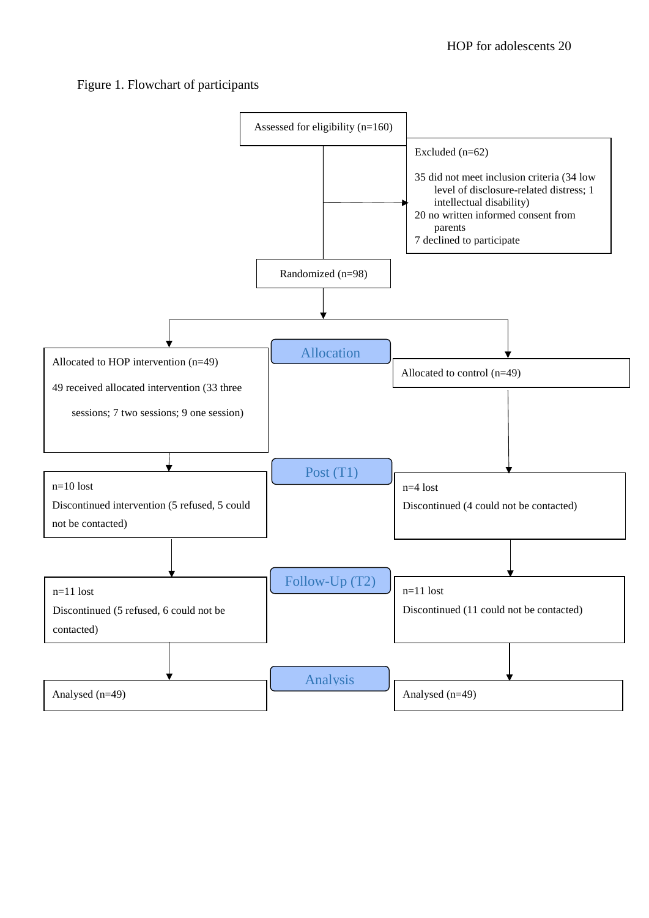Figure 1. Flowchart of participants

Assessed for eligibility (n=160)

Excluded (n=62)

35 did not meet inclusion criteria (34 low level of disclosure-related distress; 1 intellectual disability)
20 no written informed consent from parents
7 declined to participate

Randomized (n=98)

**Allocation**

Allocated to HOP intervention (n=49)

49 received allocated intervention (33 three sessions; 7 two sessions; 9 one session)

Allocated to control (n=49)

**Post (T1)**

n=10 lost
Discontinued intervention (5 refused, 5 could not be contacted)

n=4 lost
Discontinued (4 could not be contacted)

**Follow-Up (T2)**

n=11 lost
Discontinued (5 refused, 6 could not be contacted)

n=11 lost
Discontinued (11 could not be contacted)

**Analysis**

Analysed (n=49)

Analysed (n=49)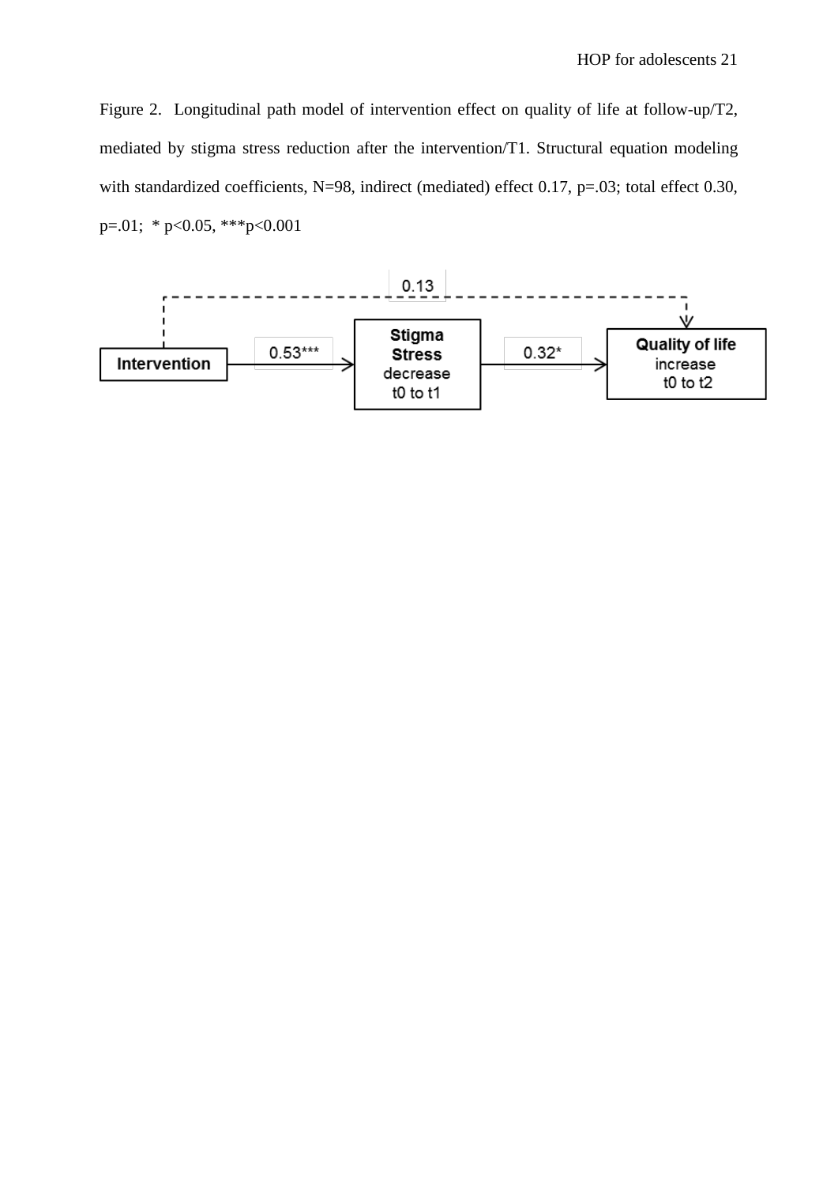Figure 2. Longitudinal path model of intervention effect on quality of life at follow-up/T2, mediated by stigma stress reduction after the intervention/T1. Structural equation modeling with standardized coefficients, N=98, indirect (mediated) effect 0.17, p=.03; total effect 0.30, p=.01; * p<0.05, ***p<0.001

Intervention → 0.53*** → **Stigma Stress** decrease t0 to t1 → 0.32* → **Quality of life** increase t0 to t2

Intervention - - 0.13 - - → Quality of life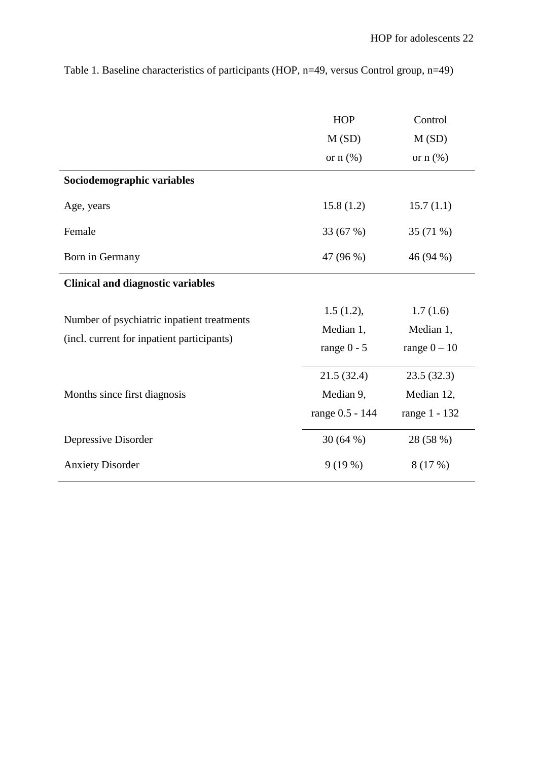Table 1. Baseline characteristics of participants (HOP, n=49, versus Control group, n=49)

| | HOP M (SD) or n (%) | Control M (SD) or n (%) |
|---|---|---|
| **Sociodemographic variables** | | |
| Age, years | 15.8 (1.2) | 15.7 (1.1) |
| Female | 33 (67 %) | 35 (71 %) |
| Born in Germany | 47 (96 %) | 46 (94 %) |
| **Clinical and diagnostic variables** | | |
| Number of psychiatric inpatient treatments (incl. current for inpatient participants) | 1.5 (1.2), Median 1, range 0 - 5 | 1.7 (1.6) Median 1, range 0 – 10 |
| Months since first diagnosis | 21.5 (32.4) Median 9, range 0.5 - 144 | 23.5 (32.3) Median 12, range 1 - 132 |
| Depressive Disorder | 30 (64 %) | 28 (58 %) |
| Anxiety Disorder | 9 (19 %) | 8 (17 %) |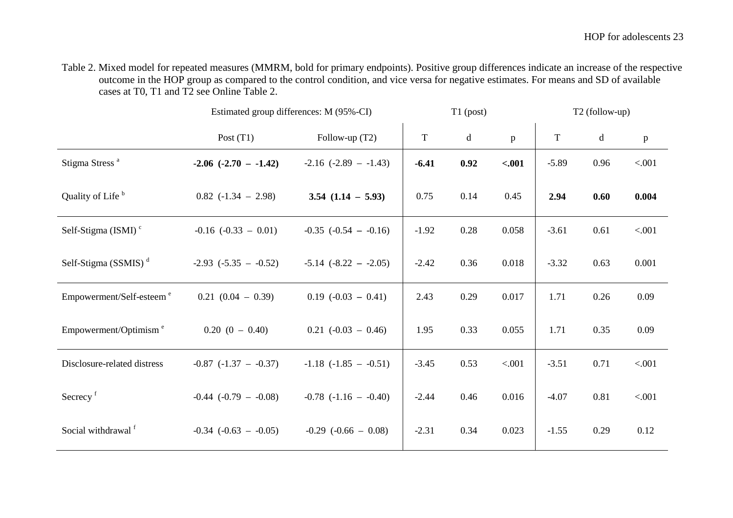Table 2. Mixed model for repeated measures (MMRM, bold for primary endpoints). Positive group differences indicate an increase of the respective outcome in the HOP group as compared to the control condition, and vice versa for negative estimates. For means and SD of available cases at T0, T1 and T2 see Online Table 2.

| | Estimated group differences: M (95%-CI) | | T1 (post) | | | T2 (follow-up) | | |
|---|---|---|---|---|---|---|---|---|
| | Post (T1) | Follow-up (T2) | T | d | p | T | d | p |
| Stigma Stress [a] | **-2.06 (-2.70 – -1.42)** | -2.16 (-2.89 – -1.43) | **-6.41** | **0.92** | **<.001** | -5.89 | 0.96 | <.001 |
| Quality of Life [b] | 0.82 (-1.34 – 2.98) | **3.54 (1.14 – 5.93)** | 0.75 | 0.14 | 0.45 | **2.94** | **0.60** | **0.004** |
| Self-Stigma (ISMI) [c] | -0.16 (-0.33 – 0.01) | -0.35 (-0.54 – -0.16) | -1.92 | 0.28 | 0.058 | -3.61 | 0.61 | <.001 |
| Self-Stigma (SSMIS) [d] | -2.93 (-5.35 – -0.52) | -5.14 (-8.22 – -2.05) | -2.42 | 0.36 | 0.018 | -3.32 | 0.63 | 0.001 |
| Empowerment/Self-esteem [e] | 0.21 (0.04 – 0.39) | 0.19 (-0.03 – 0.41) | 2.43 | 0.29 | 0.017 | 1.71 | 0.26 | 0.09 |
| Empowerment/Optimism [e] | 0.20 (0 – 0.40) | 0.21 (-0.03 – 0.46) | 1.95 | 0.33 | 0.055 | 1.71 | 0.35 | 0.09 |
| Disclosure-related distress | -0.87 (-1.37 – -0.37) | -1.18 (-1.85 – -0.51) | -3.45 | 0.53 | <.001 | -3.51 | 0.71 | <.001 |
| Secrecy [f] | -0.44 (-0.79 – -0.08) | -0.78 (-1.16 – -0.40) | -2.44 | 0.46 | 0.016 | -4.07 | 0.81 | <.001 |
| Social withdrawal [f] | -0.34 (-0.63 – -0.05) | -0.29 (-0.66 – 0.08) | -2.31 | 0.34 | 0.023 | -1.55 | 0.29 | 0.12 |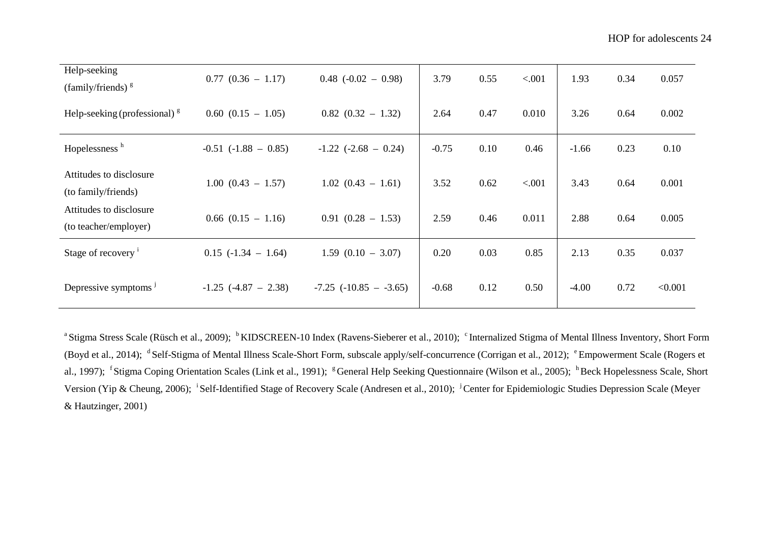| | | | | | | | | |
|---|---|---|---|---|---|---|---|---|
| Help-seeking (family/friends) [g] | 0.77 (0.36 – 1.17) | 0.48 (-0.02 – 0.98) | 3.79 | 0.55 | <.001 | 1.93 | 0.34 | 0.057 |
| Help-seeking (professional) [g] | 0.60 (0.15 – 1.05) | 0.82 (0.32 – 1.32) | 2.64 | 0.47 | 0.010 | 3.26 | 0.64 | 0.002 |
| Hopelessness [h] | -0.51 (-1.88 – 0.85) | -1.22 (-2.68 – 0.24) | -0.75 | 0.10 | 0.46 | -1.66 | 0.23 | 0.10 |
| Attitudes to disclosure (to family/friends) | 1.00 (0.43 – 1.57) | 1.02 (0.43 – 1.61) | 3.52 | 0.62 | <.001 | 3.43 | 0.64 | 0.001 |
| Attitudes to disclosure (to teacher/employer) | 0.66 (0.15 – 1.16) | 0.91 (0.28 – 1.53) | 2.59 | 0.46 | 0.011 | 2.88 | 0.64 | 0.005 |
| Stage of recovery [i] | 0.15 (-1.34 – 1.64) | 1.59 (0.10 – 3.07) | 0.20 | 0.03 | 0.85 | 2.13 | 0.35 | 0.037 |
| Depressive symptoms [j] | -1.25 (-4.87 – 2.38) | -7.25 (-10.85 – -3.65) | -0.68 | 0.12 | 0.50 | -4.00 | 0.72 | <0.001 |

[a] Stigma Stress Scale (Rüsch et al., 2009); [b] KIDSCREEN-10 Index (Ravens-Sieberer et al., 2010); [c] Internalized Stigma of Mental Illness Inventory, Short Form (Boyd et al., 2014); [d] Self-Stigma of Mental Illness Scale-Short Form, subscale apply/self-concurrence (Corrigan et al., 2012); [e] Empowerment Scale (Rogers et al., 1997); [f] Stigma Coping Orientation Scales (Link et al., 1991); [g] General Help Seeking Questionnaire (Wilson et al., 2005); [h] Beck Hopelessness Scale, Short Version (Yip & Cheung, 2006); [i] Self-Identified Stage of Recovery Scale (Andresen et al., 2010); [j] Center for Epidemiologic Studies Depression Scale (Meyer & Hautzinger, 2001)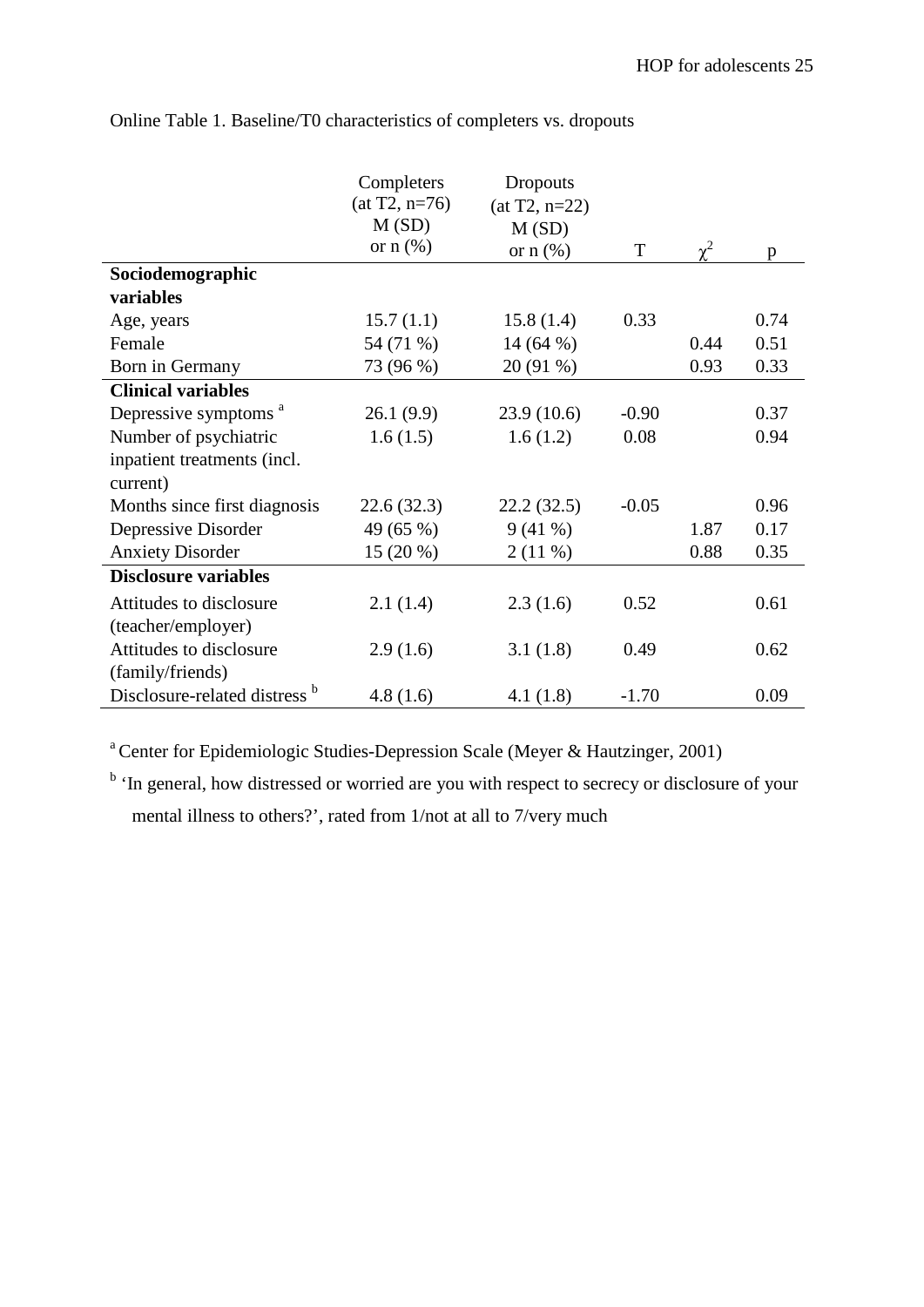Online Table 1. Baseline/T0 characteristics of completers vs. dropouts

| | Completers (at T2, n=76) M (SD) or n (%) | Dropouts (at T2, n=22) M (SD) or n (%) | T | $\chi^2$ | p |
|---|---|---|---|---|---|
| **Sociodemographic variables** | | | | | |
| Age, years | 15.7 (1.1) | 15.8 (1.4) | 0.33 | | 0.74 |
| Female | 54 (71 %) | 14 (64 %) | | 0.44 | 0.51 |
| Born in Germany | 73 (96 %) | 20 (91 %) | | 0.93 | 0.33 |
| **Clinical variables** | | | | | |
| Depressive symptoms [a] | 26.1 (9.9) | 23.9 (10.6) | -0.90 | | 0.37 |
| Number of psychiatric inpatient treatments (incl. current) | 1.6 (1.5) | 1.6 (1.2) | 0.08 | | 0.94 |
| Months since first diagnosis | 22.6 (32.3) | 22.2 (32.5) | -0.05 | | 0.96 |
| Depressive Disorder | 49 (65 %) | 9 (41 %) | | 1.87 | 0.17 |
| Anxiety Disorder | 15 (20 %) | 2 (11 %) | | 0.88 | 0.35 |
| **Disclosure variables** | | | | | |
| Attitudes to disclosure (teacher/employer) | 2.1 (1.4) | 2.3 (1.6) | 0.52 | | 0.61 |
| Attitudes to disclosure (family/friends) | 2.9 (1.6) | 3.1 (1.8) | 0.49 | | 0.62 |
| Disclosure-related distress [b] | 4.8 (1.6) | 4.1 (1.8) | -1.70 | | 0.09 |

[a] Center for Epidemiologic Studies-Depression Scale (Meyer & Hautzinger, 2001)

[b] 'In general, how distressed or worried are you with respect to secrecy or disclosure of your mental illness to others?', rated from 1/not at all to 7/very much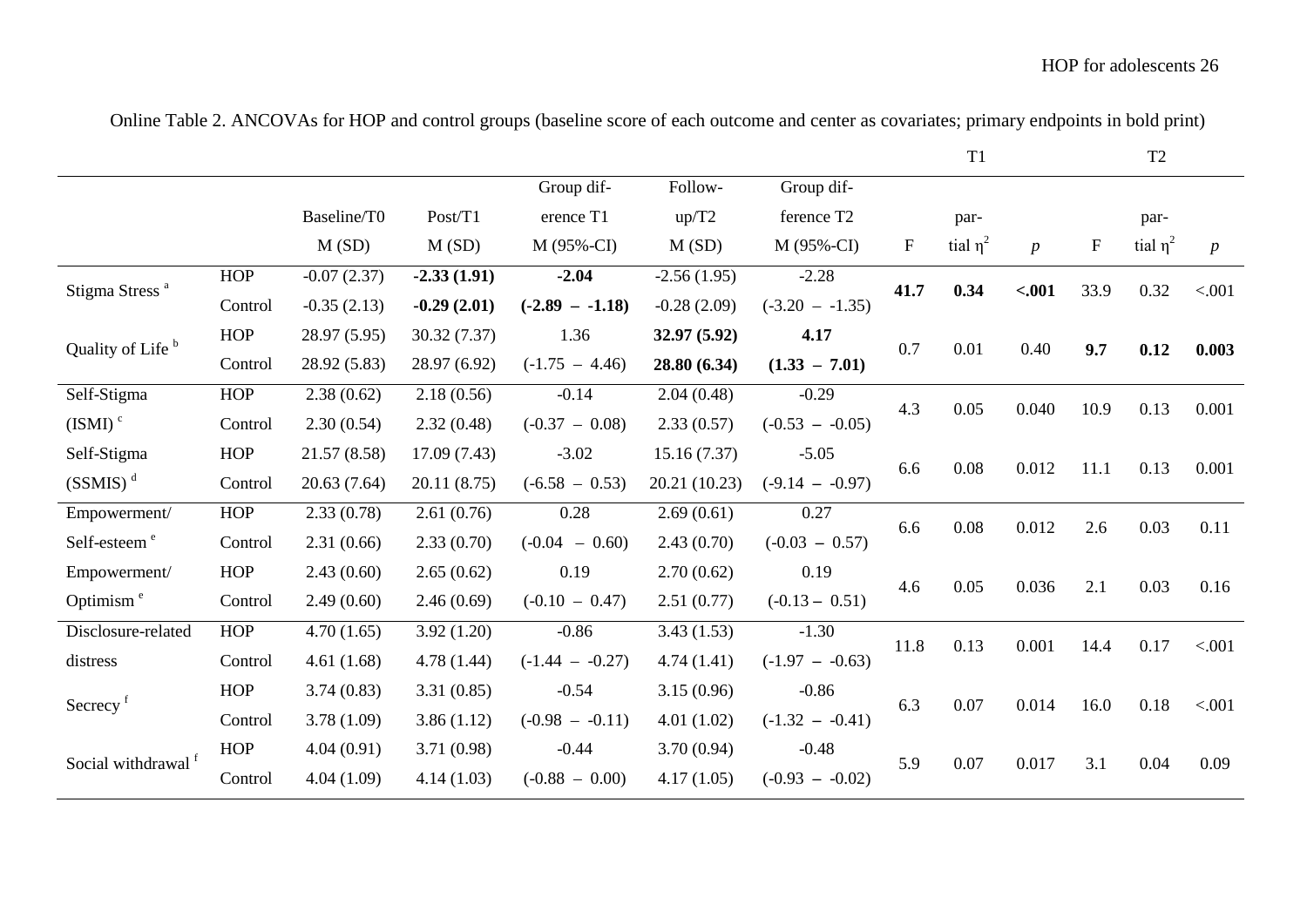Online Table 2. ANCOVAs for HOP and control groups (baseline score of each outcome and center as covariates; primary endpoints in bold print)

| | | Baseline/T0 M (SD) | Post/T1 M (SD) | Group difference T1 M (95%-CI) | Follow-up/T2 M (SD) | Group difference T2 M (95%-CI) | T1 F | T1 partial $\eta^2$ | T1 *p* | T2 F | T2 partial $\eta^2$ | T2 *p* |
|---|---|---|---|---|---|---|---|---|---|---|---|---|
| Stigma Stress [a] | HOP | -0.07 (2.37) | **-2.33 (1.91)** | **-2.04** | -2.56 (1.95) | -2.28 | **41.7** | **0.34** | **<.001** | 33.9 | 0.32 | <.001 |
| | Control | -0.35 (2.13) | **-0.29 (2.01)** | **(-2.89 – -1.18)** | -0.28 (2.09) | (-3.20 – -1.35) | | | | | | |
| Quality of Life [b] | HOP | 28.97 (5.95) | 30.32 (7.37) | 1.36 | **32.97 (5.92)** | **4.17** | 0.7 | 0.01 | 0.40 | **9.7** | **0.12** | **0.003** |
| | Control | 28.92 (5.83) | 28.97 (6.92) | (-1.75 – 4.46) | **28.80 (6.34)** | **(1.33 – 7.01)** | | | | | | |
| Self-Stigma (ISMI) [c] | HOP | 2.38 (0.62) | 2.18 (0.56) | -0.14 | 2.04 (0.48) | -0.29 | 4.3 | 0.05 | 0.040 | 10.9 | 0.13 | 0.001 |
| | Control | 2.30 (0.54) | 2.32 (0.48) | (-0.37 – 0.08) | 2.33 (0.57) | (-0.53 – -0.05) | | | | | | |
| Self-Stigma (SSMIS) [d] | HOP | 21.57 (8.58) | 17.09 (7.43) | -3.02 | 15.16 (7.37) | -5.05 | 6.6 | 0.08 | 0.012 | 11.1 | 0.13 | 0.001 |
| | Control | 20.63 (7.64) | 20.11 (8.75) | (-6.58 – 0.53) | 20.21 (10.23) | (-9.14 – -0.97) | | | | | | |
| Empowerment/ Self-esteem [e] | HOP | 2.33 (0.78) | 2.61 (0.76) | 0.28 | 2.69 (0.61) | 0.27 | 6.6 | 0.08 | 0.012 | 2.6 | 0.03 | 0.11 |
| | Control | 2.31 (0.66) | 2.33 (0.70) | (-0.04 – 0.60) | 2.43 (0.70) | (-0.03 – 0.57) | | | | | | |
| Empowerment/ Optimism [e] | HOP | 2.43 (0.60) | 2.65 (0.62) | 0.19 | 2.70 (0.62) | 0.19 | 4.6 | 0.05 | 0.036 | 2.1 | 0.03 | 0.16 |
| | Control | 2.49 (0.60) | 2.46 (0.69) | (-0.10 – 0.47) | 2.51 (0.77) | (-0.13 – 0.51) | | | | | | |
| Disclosure-related distress | HOP | 4.70 (1.65) | 3.92 (1.20) | -0.86 | 3.43 (1.53) | -1.30 | 11.8 | 0.13 | 0.001 | 14.4 | 0.17 | <.001 |
| | Control | 4.61 (1.68) | 4.78 (1.44) | (-1.44 – -0.27) | 4.74 (1.41) | (-1.97 – -0.63) | | | | | | |
| Secrecy [f] | HOP | 3.74 (0.83) | 3.31 (0.85) | -0.54 | 3.15 (0.96) | -0.86 | 6.3 | 0.07 | 0.014 | 16.0 | 0.18 | <.001 |
| | Control | 3.78 (1.09) | 3.86 (1.12) | (-0.98 – -0.11) | 4.01 (1.02) | (-1.32 – -0.41) | | | | | | |
| Social withdrawal [f] | HOP | 4.04 (0.91) | 3.71 (0.98) | -0.44 | 3.70 (0.94) | -0.48 | 5.9 | 0.07 | 0.017 | 3.1 | 0.04 | 0.09 |
| | Control | 4.04 (1.09) | 4.14 (1.03) | (-0.88 – 0.00) | 4.17 (1.05) | (-0.93 – -0.02) | | | | | | |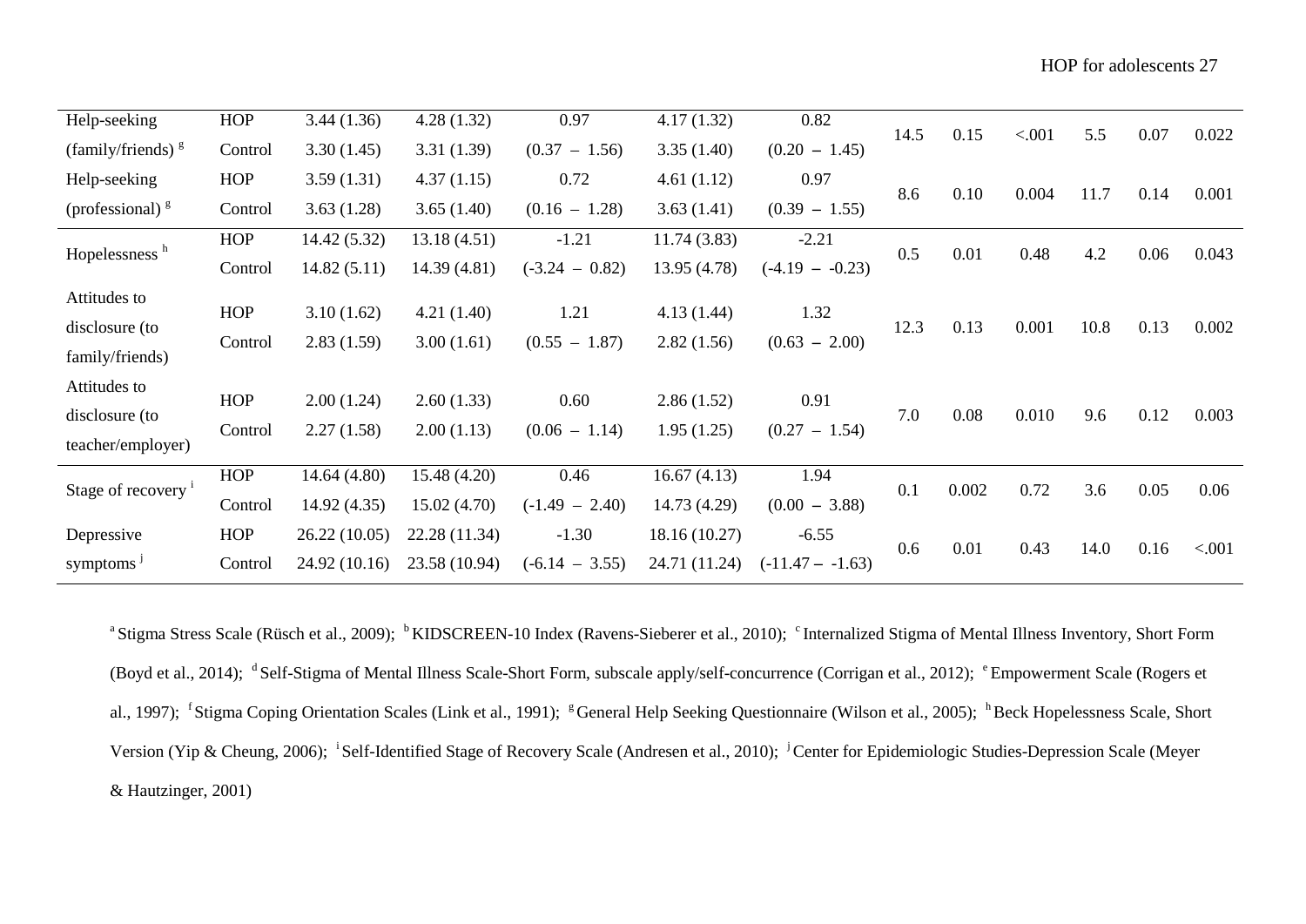| | | | | | | | | | | | | |
|---|---|---|---|---|---|---|---|---|---|---|---|---|
| Help-seeking (family/friends) [g] | HOP | 3.44 (1.36) | 4.28 (1.32) | 0.97 | 4.17 (1.32) | 0.82 | 14.5 | 0.15 | <.001 | 5.5 | 0.07 | 0.022 |
| | Control | 3.30 (1.45) | 3.31 (1.39) | (0.37 – 1.56) | 3.35 (1.40) | (0.20 – 1.45) | | | | | | |
| Help-seeking (professional) [g] | HOP | 3.59 (1.31) | 4.37 (1.15) | 0.72 | 4.61 (1.12) | 0.97 | 8.6 | 0.10 | 0.004 | 11.7 | 0.14 | 0.001 |
| | Control | 3.63 (1.28) | 3.65 (1.40) | (0.16 – 1.28) | 3.63 (1.41) | (0.39 – 1.55) | | | | | | |
| Hopelessness [h] | HOP | 14.42 (5.32) | 13.18 (4.51) | -1.21 | 11.74 (3.83) | -2.21 | 0.5 | 0.01 | 0.48 | 4.2 | 0.06 | 0.043 |
| | Control | 14.82 (5.11) | 14.39 (4.81) | (-3.24 – 0.82) | 13.95 (4.78) | (-4.19 – -0.23) | | | | | | |
| Attitudes to disclosure (to family/friends) | HOP | 3.10 (1.62) | 4.21 (1.40) | 1.21 | 4.13 (1.44) | 1.32 | 12.3 | 0.13 | 0.001 | 10.8 | 0.13 | 0.002 |
| | Control | 2.83 (1.59) | 3.00 (1.61) | (0.55 – 1.87) | 2.82 (1.56) | (0.63 – 2.00) | | | | | | |
| Attitudes to disclosure (to teacher/employer) | HOP | 2.00 (1.24) | 2.60 (1.33) | 0.60 | 2.86 (1.52) | 0.91 | 7.0 | 0.08 | 0.010 | 9.6 | 0.12 | 0.003 |
| | Control | 2.27 (1.58) | 2.00 (1.13) | (0.06 – 1.14) | 1.95 (1.25) | (0.27 – 1.54) | | | | | | |
| Stage of recovery [i] | HOP | 14.64 (4.80) | 15.48 (4.20) | 0.46 | 16.67 (4.13) | 1.94 | 0.1 | 0.002 | 0.72 | 3.6 | 0.05 | 0.06 |
| | Control | 14.92 (4.35) | 15.02 (4.70) | (-1.49 – 2.40) | 14.73 (4.29) | (0.00 – 3.88) | | | | | | |
| Depressive symptoms [j] | HOP | 26.22 (10.05) | 22.28 (11.34) | -1.30 | 18.16 (10.27) | -6.55 | 0.6 | 0.01 | 0.43 | 14.0 | 0.16 | <.001 |
| | Control | 24.92 (10.16) | 23.58 (10.94) | (-6.14 – 3.55) | 24.71 (11.24) | (-11.47 – -1.63) | | | | | | |

[a] Stigma Stress Scale (Rüsch et al., 2009); [b] KIDSCREEN-10 Index (Ravens-Sieberer et al., 2010); [c] Internalized Stigma of Mental Illness Inventory, Short Form (Boyd et al., 2014); [d] Self-Stigma of Mental Illness Scale-Short Form, subscale apply/self-concurrence (Corrigan et al., 2012); [e] Empowerment Scale (Rogers et al., 1997); [f] Stigma Coping Orientation Scales (Link et al., 1991); [g] General Help Seeking Questionnaire (Wilson et al., 2005); [h] Beck Hopelessness Scale, Short Version (Yip & Cheung, 2006); [i] Self-Identified Stage of Recovery Scale (Andresen et al., 2010); [j] Center for Epidemiologic Studies-Depression Scale (Meyer & Hautzinger, 2001)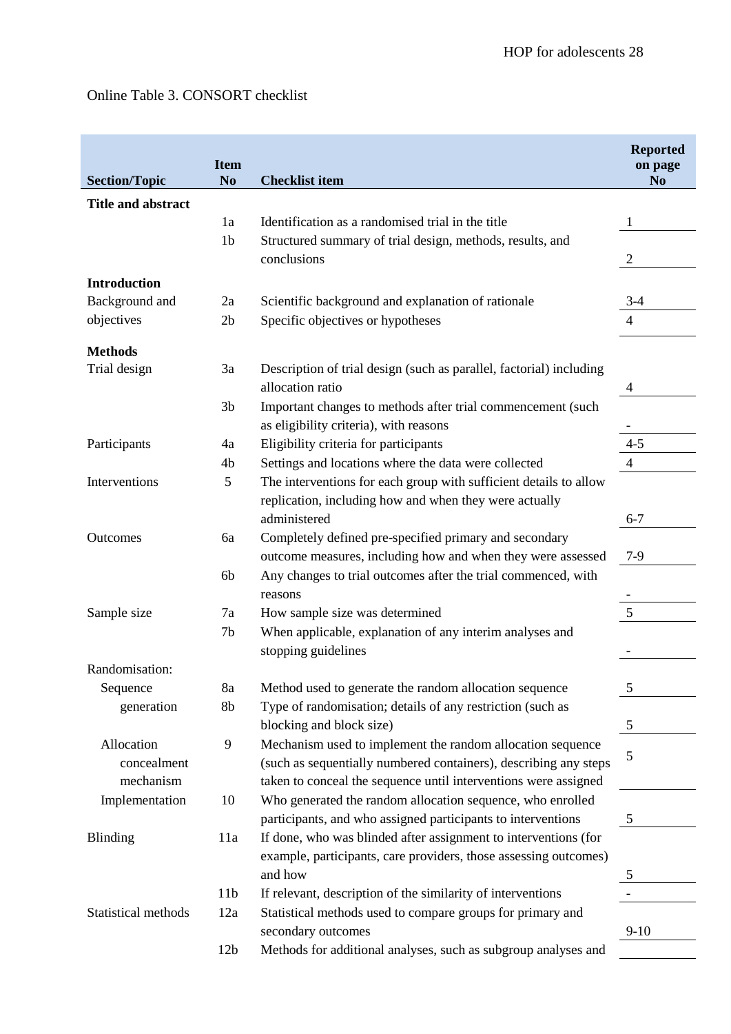Online Table 3. CONSORT checklist

| Section/Topic | Item No | Checklist item | Reported on page No |
|---|---|---|---|
| **Title and abstract** | | | |
| | 1a | Identification as a randomised trial in the title | 1 |
| | 1b | Structured summary of trial design, methods, results, and conclusions | 2 |
| **Introduction** | | | |
| Background and objectives | 2a | Scientific background and explanation of rationale | 3-4 |
| | 2b | Specific objectives or hypotheses | 4 |
| **Methods** | | | |
| Trial design | 3a | Description of trial design (such as parallel, factorial) including allocation ratio | 4 |
| | 3b | Important changes to methods after trial commencement (such as eligibility criteria), with reasons | - |
| Participants | 4a | Eligibility criteria for participants | 4-5 |
| | 4b | Settings and locations where the data were collected | 4 |
| Interventions | 5 | The interventions for each group with sufficient details to allow replication, including how and when they were actually administered | 6-7 |
| Outcomes | 6a | Completely defined pre-specified primary and secondary outcome measures, including how and when they were assessed | 7-9 |
| | 6b | Any changes to trial outcomes after the trial commenced, with reasons | - |
| Sample size | 7a | How sample size was determined | 5 |
| | 7b | When applicable, explanation of any interim analyses and stopping guidelines | - |
| Randomisation: | | | |
| Sequence generation | 8a | Method used to generate the random allocation sequence | 5 |
| | 8b | Type of randomisation; details of any restriction (such as blocking and block size) | 5 |
| Allocation concealment mechanism | 9 | Mechanism used to implement the random allocation sequence (such as sequentially numbered containers), describing any steps taken to conceal the sequence until interventions were assigned | 5 |
| Implementation | 10 | Who generated the random allocation sequence, who enrolled participants, and who assigned participants to interventions | 5 |
| Blinding | 11a | If done, who was blinded after assignment to interventions (for example, participants, care providers, those assessing outcomes) and how | 5 |
| | 11b | If relevant, description of the similarity of interventions | - |
| Statistical methods | 12a | Statistical methods used to compare groups for primary and secondary outcomes | 9-10 |
| | 12b | Methods for additional analyses, such as subgroup analyses and | |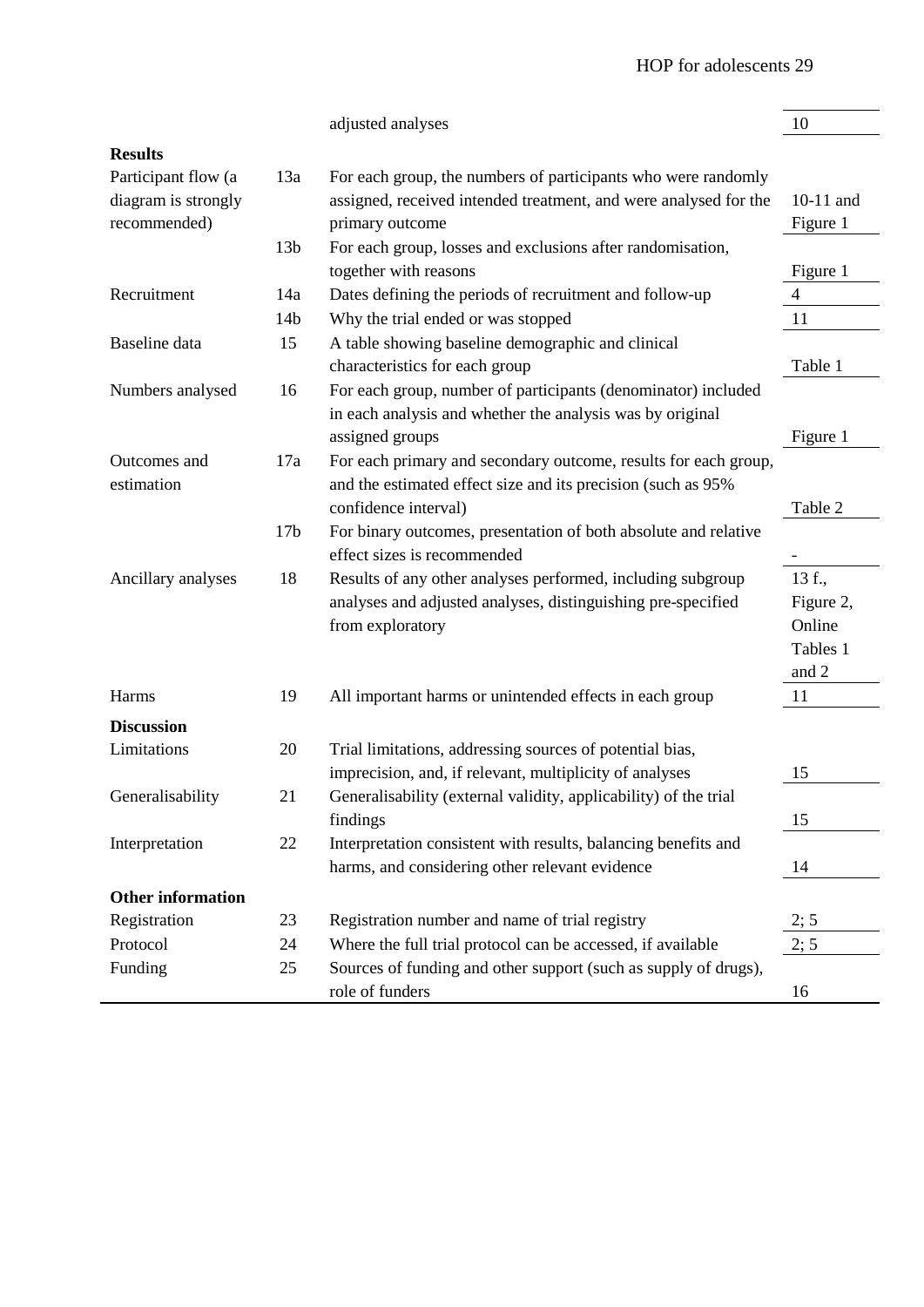| | | | |
|---|---|---|---|
| | | adjusted analyses | 10 |
| **Results** | | | |
| Participant flow (a diagram is strongly recommended) | 13a | For each group, the numbers of participants who were randomly assigned, received intended treatment, and were analysed for the primary outcome | 10-11 and Figure 1 |
| | 13b | For each group, losses and exclusions after randomisation, together with reasons | Figure 1 |
| Recruitment | 14a | Dates defining the periods of recruitment and follow-up | 4 |
| | 14b | Why the trial ended or was stopped | 11 |
| Baseline data | 15 | A table showing baseline demographic and clinical characteristics for each group | Table 1 |
| Numbers analysed | 16 | For each group, number of participants (denominator) included in each analysis and whether the analysis was by original assigned groups | Figure 1 |
| Outcomes and estimation | 17a | For each primary and secondary outcome, results for each group, and the estimated effect size and its precision (such as 95% confidence interval) | Table 2 |
| | 17b | For binary outcomes, presentation of both absolute and relative effect sizes is recommended | - |
| Ancillary analyses | 18 | Results of any other analyses performed, including subgroup analyses and adjusted analyses, distinguishing pre-specified from exploratory | 13 f., Figure 2, Online Tables 1 and 2 |
| Harms | 19 | All important harms or unintended effects in each group | 11 |
| **Discussion** | | | |
| Limitations | 20 | Trial limitations, addressing sources of potential bias, imprecision, and, if relevant, multiplicity of analyses | 15 |
| Generalisability | 21 | Generalisability (external validity, applicability) of the trial findings | 15 |
| Interpretation | 22 | Interpretation consistent with results, balancing benefits and harms, and considering other relevant evidence | 14 |
| **Other information** | | | |
| Registration | 23 | Registration number and name of trial registry | 2; 5 |
| Protocol | 24 | Where the full trial protocol can be accessed, if available | 2; 5 |
| Funding | 25 | Sources of funding and other support (such as supply of drugs), role of funders | 16 |